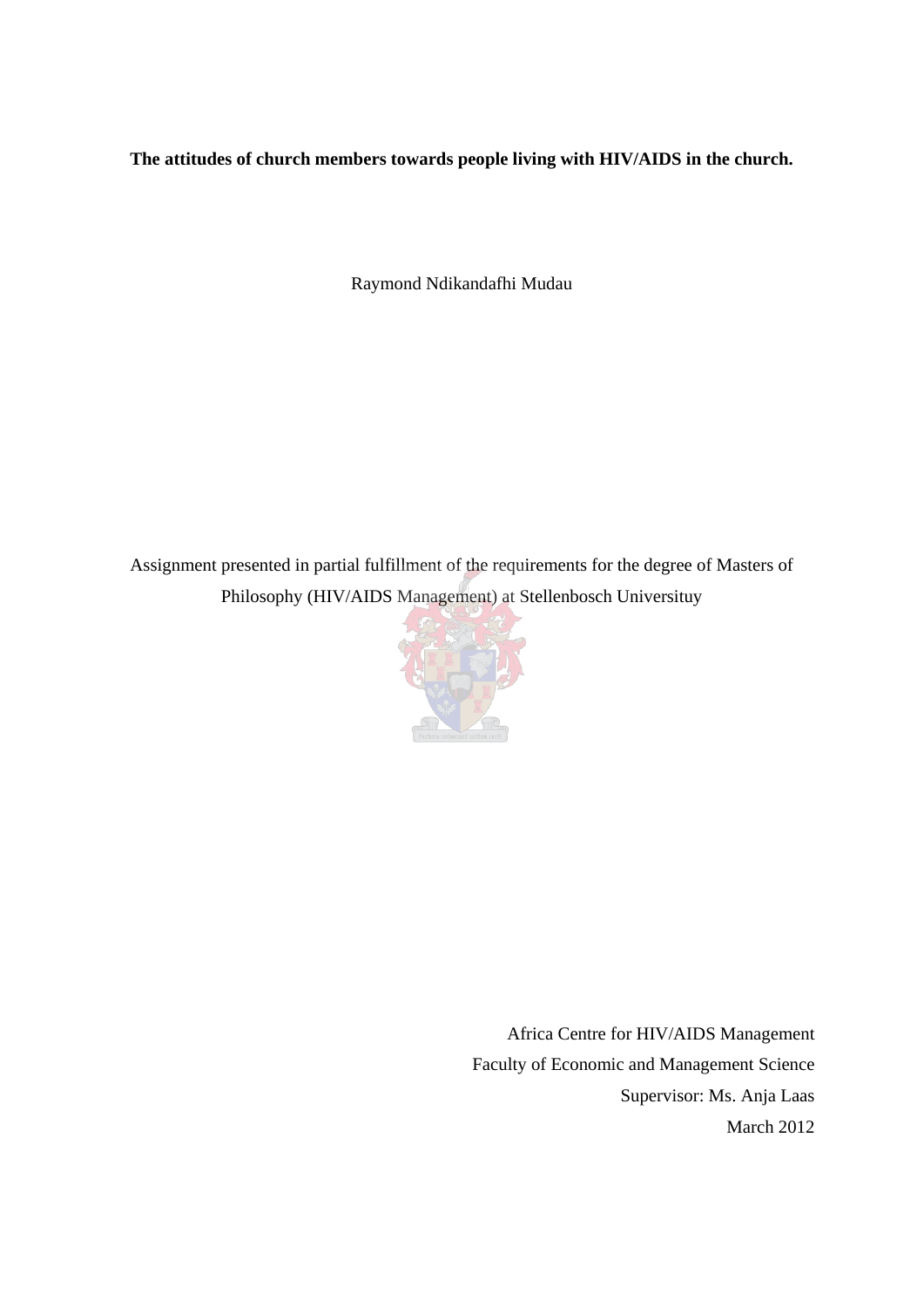**The attitudes of church members towards people living with HIV/AIDS in the church.**

Raymond Ndikandafhi Mudau

Assignment presented in partial fulfillment of the requirements for the degree of Masters of Philosophy (HIV/AIDS Management) at Stellenbosch Universituy

Africa Centre for HIV/AIDS Management
Faculty of Economic and Management Science
Supervisor: Ms. Anja Laas
March 2012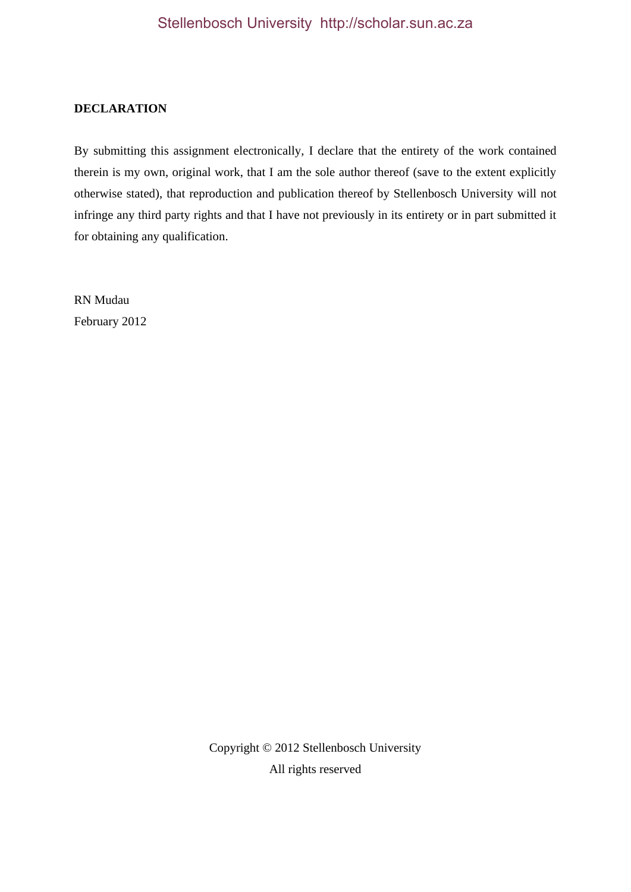**DECLARATION**

By submitting this assignment electronically, I declare that the entirety of the work contained therein is my own, original work, that I am the sole author thereof (save to the extent explicitly otherwise stated), that reproduction and publication thereof by Stellenbosch University will not infringe any third party rights and that I have not previously in its entirety or in part submitted it for obtaining any qualification.

RN Mudau
February 2012

Copyright © 2012 Stellenbosch University
All rights reserved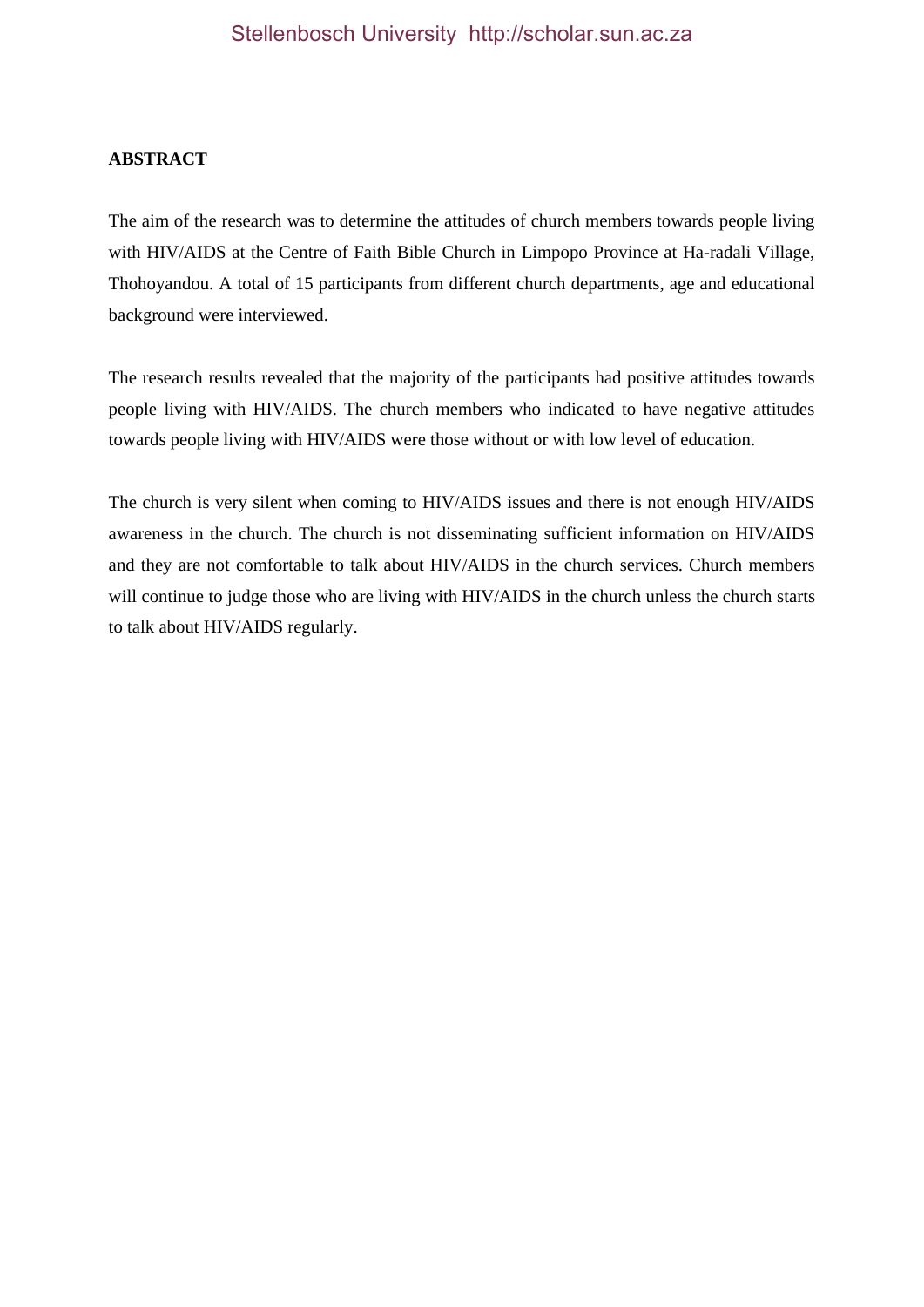# ABSTRACT

The aim of the research was to determine the attitudes of church members towards people living with HIV/AIDS at the Centre of Faith Bible Church in Limpopo Province at Ha-radali Village, Thohoyandou. A total of 15 participants from different church departments, age and educational background were interviewed.

The research results revealed that the majority of the participants had positive attitudes towards people living with HIV/AIDS. The church members who indicated to have negative attitudes towards people living with HIV/AIDS were those without or with low level of education.

The church is very silent when coming to HIV/AIDS issues and there is not enough HIV/AIDS awareness in the church. The church is not disseminating sufficient information on HIV/AIDS and they are not comfortable to talk about HIV/AIDS in the church services. Church members will continue to judge those who are living with HIV/AIDS in the church unless the church starts to talk about HIV/AIDS regularly.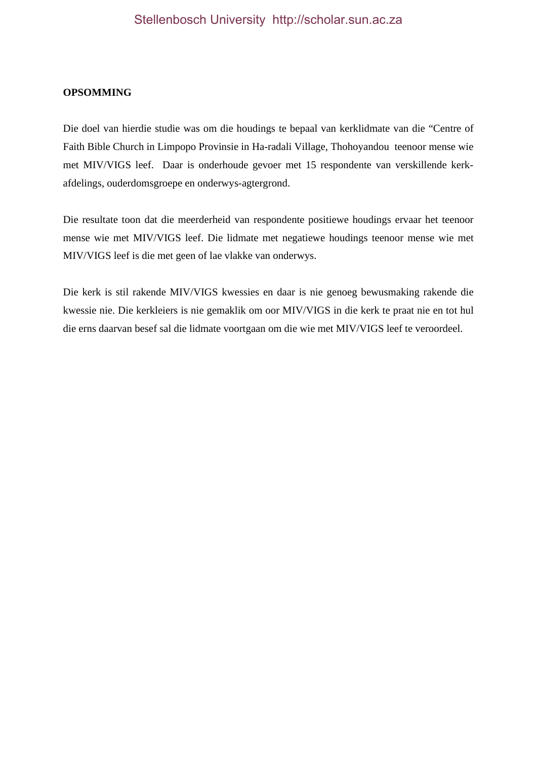**OPSOMMING**

Die doel van hierdie studie was om die houdings te bepaal van kerklidmate van die "Centre of Faith Bible Church in Limpopo Provinsie in Ha-radali Village, Thohoyandou teenoor mense wie met MIV/VIGS leef. Daar is onderhoude gevoer met 15 respondente van verskillende kerk-afdelings, ouderdomsgroepe en onderwys-agtergrond.

Die resultate toon dat die meerderheid van respondente positiewe houdings ervaar het teenoor mense wie met MIV/VIGS leef. Die lidmate met negatiewe houdings teenoor mense wie met MIV/VIGS leef is die met geen of lae vlakke van onderwys.

Die kerk is stil rakende MIV/VIGS kwessies en daar is nie genoeg bewusmaking rakende die kwessie nie. Die kerkleiers is nie gemaklik om oor MIV/VIGS in die kerk te praat nie en tot hul die erns daarvan besef sal die lidmate voortgaan om die wie met MIV/VIGS leef te veroordeel.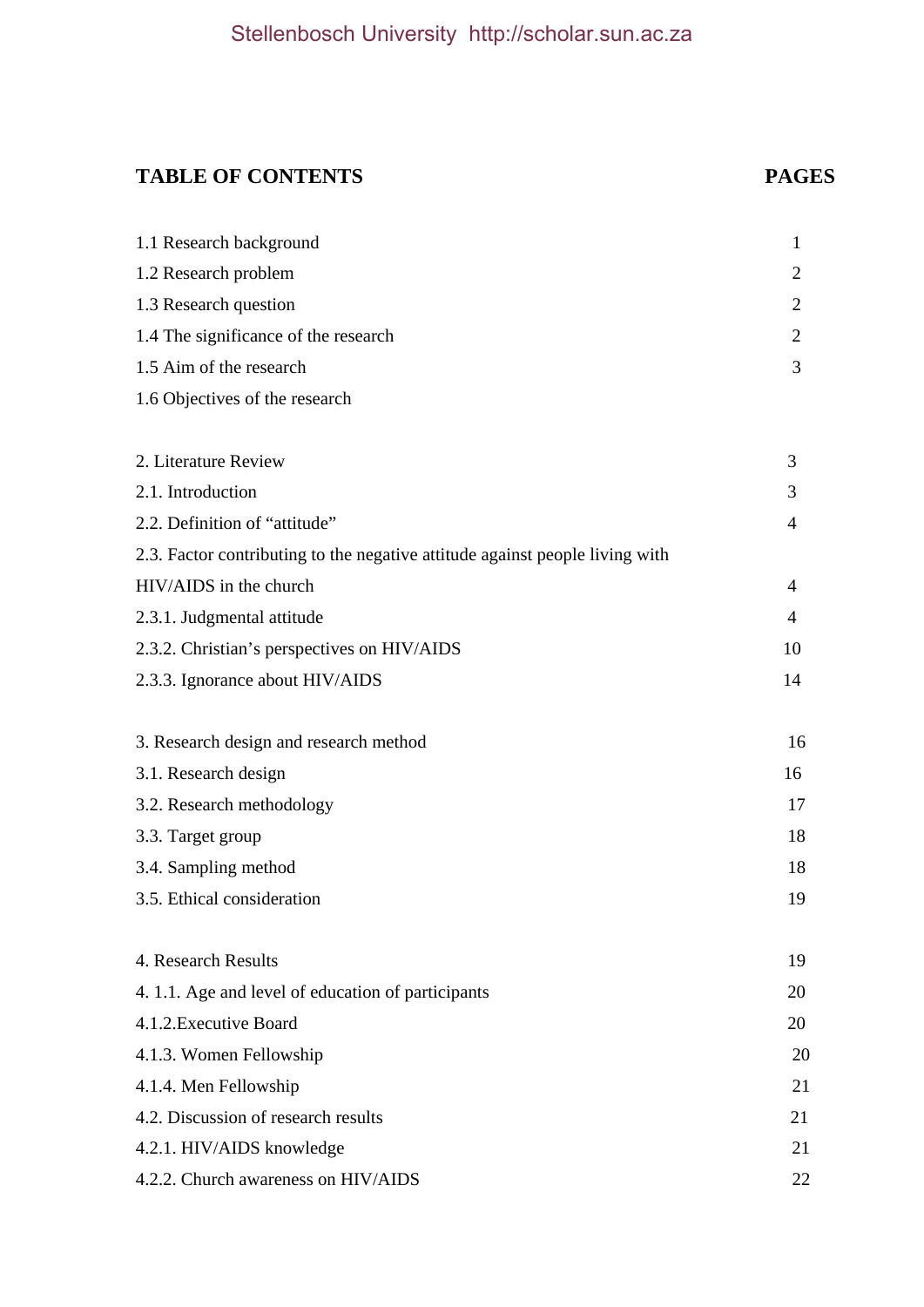## TABLE OF CONTENTS

| TABLE OF CONTENTS | PAGES |
|---|---|
| 1.1 Research background | 1 |
| 1.2 Research problem | 2 |
| 1.3 Research question | 2 |
| 1.4 The significance of the research | 2 |
| 1.5 Aim of the research | 3 |
| 1.6 Objectives of the research | |
| 2. Literature Review | 3 |
| 2.1. Introduction | 3 |
| 2.2. Definition of “attitude” | 4 |
| 2.3. Factor contributing to the negative attitude against people living with HIV/AIDS in the church | 4 |
| 2.3.1. Judgmental attitude | 4 |
| 2.3.2. Christian’s perspectives on HIV/AIDS | 10 |
| 2.3.3. Ignorance about HIV/AIDS | 14 |
| 3. Research design and research method | 16 |
| 3.1. Research design | 16 |
| 3.2. Research methodology | 17 |
| 3.3. Target group | 18 |
| 3.4. Sampling method | 18 |
| 3.5. Ethical consideration | 19 |
| 4. Research Results | 19 |
| 4. 1.1. Age and level of education of participants | 20 |
| 4.1.2.Executive Board | 20 |
| 4.1.3. Women Fellowship | 20 |
| 4.1.4. Men Fellowship | 21 |
| 4.2. Discussion of research results | 21 |
| 4.2.1. HIV/AIDS knowledge | 21 |
| 4.2.2. Church awareness on HIV/AIDS | 22 |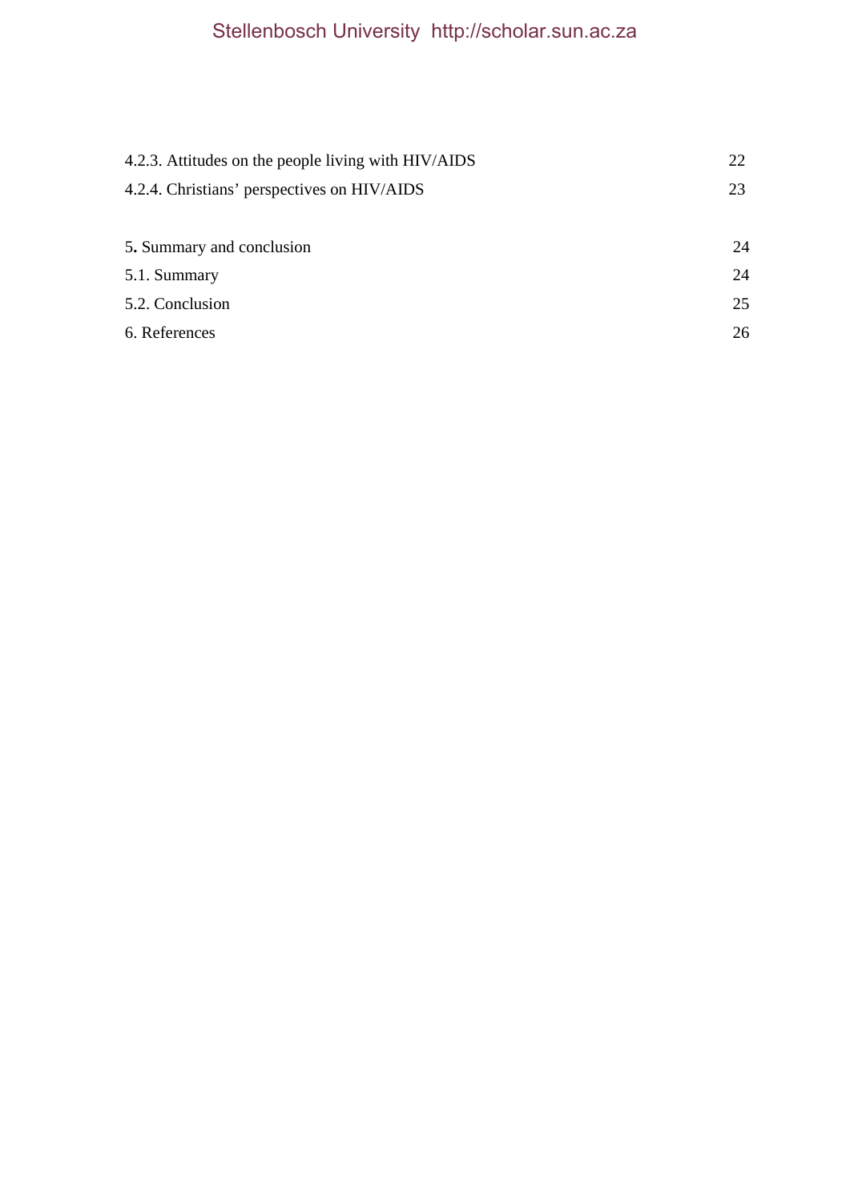4.2.3. Attitudes on the people living with HIV/AIDS 22

4.2.4. Christians' perspectives on HIV/AIDS 23

5. Summary and conclusion 24

5.1. Summary 24

5.2. Conclusion 25

6. References 26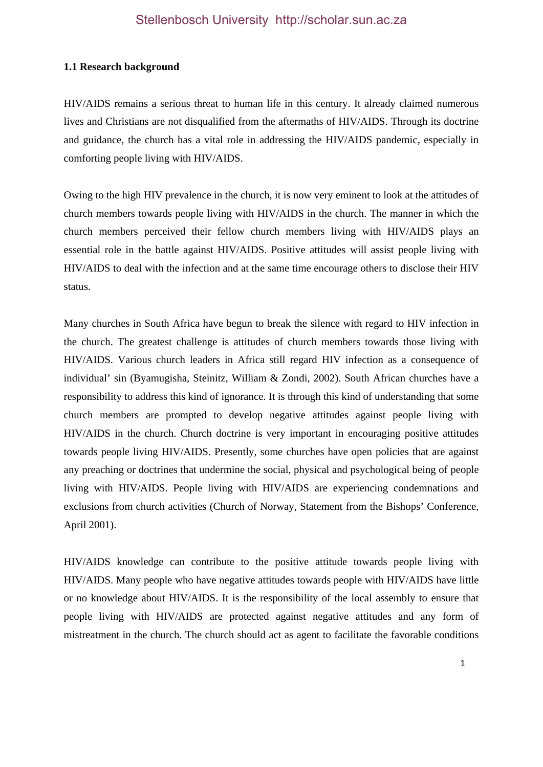### 1.1 Research background

HIV/AIDS remains a serious threat to human life in this century. It already claimed numerous lives and Christians are not disqualified from the aftermaths of HIV/AIDS. Through its doctrine and guidance, the church has a vital role in addressing the HIV/AIDS pandemic, especially in comforting people living with HIV/AIDS.

Owing to the high HIV prevalence in the church, it is now very eminent to look at the attitudes of church members towards people living with HIV/AIDS in the church. The manner in which the church members perceived their fellow church members living with HIV/AIDS plays an essential role in the battle against HIV/AIDS. Positive attitudes will assist people living with HIV/AIDS to deal with the infection and at the same time encourage others to disclose their HIV status.

Many churches in South Africa have begun to break the silence with regard to HIV infection in the church. The greatest challenge is attitudes of church members towards those living with HIV/AIDS. Various church leaders in Africa still regard HIV infection as a consequence of individual' sin (Byamugisha, Steinitz, William & Zondi, 2002). South African churches have a responsibility to address this kind of ignorance. It is through this kind of understanding that some church members are prompted to develop negative attitudes against people living with HIV/AIDS in the church. Church doctrine is very important in encouraging positive attitudes towards people living HIV/AIDS. Presently, some churches have open policies that are against any preaching or doctrines that undermine the social, physical and psychological being of people living with HIV/AIDS. People living with HIV/AIDS are experiencing condemnations and exclusions from church activities (Church of Norway, Statement from the Bishops' Conference, April 2001).

HIV/AIDS knowledge can contribute to the positive attitude towards people living with HIV/AIDS. Many people who have negative attitudes towards people with HIV/AIDS have little or no knowledge about HIV/AIDS. It is the responsibility of the local assembly to ensure that people living with HIV/AIDS are protected against negative attitudes and any form of mistreatment in the church. The church should act as agent to facilitate the favorable conditions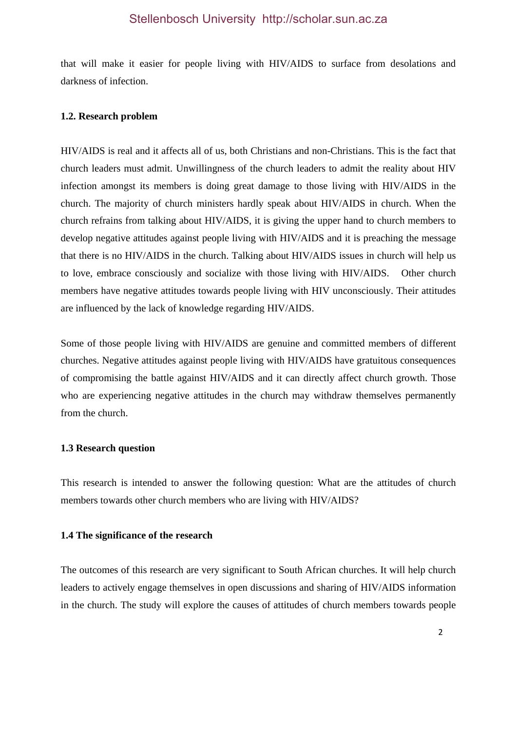that will make it easier for people living with HIV/AIDS to surface from desolations and darkness of infection.

### 1.2. Research problem

HIV/AIDS is real and it affects all of us, both Christians and non-Christians. This is the fact that church leaders must admit. Unwillingness of the church leaders to admit the reality about HIV infection amongst its members is doing great damage to those living with HIV/AIDS in the church. The majority of church ministers hardly speak about HIV/AIDS in church. When the church refrains from talking about HIV/AIDS, it is giving the upper hand to church members to develop negative attitudes against people living with HIV/AIDS and it is preaching the message that there is no HIV/AIDS in the church. Talking about HIV/AIDS issues in church will help us to love, embrace consciously and socialize with those living with HIV/AIDS. Other church members have negative attitudes towards people living with HIV unconsciously. Their attitudes are influenced by the lack of knowledge regarding HIV/AIDS.

Some of those people living with HIV/AIDS are genuine and committed members of different churches. Negative attitudes against people living with HIV/AIDS have gratuitous consequences of compromising the battle against HIV/AIDS and it can directly affect church growth. Those who are experiencing negative attitudes in the church may withdraw themselves permanently from the church.

### 1.3 Research question

This research is intended to answer the following question: What are the attitudes of church members towards other church members who are living with HIV/AIDS?

### 1.4 The significance of the research

The outcomes of this research are very significant to South African churches. It will help church leaders to actively engage themselves in open discussions and sharing of HIV/AIDS information in the church. The study will explore the causes of attitudes of church members towards people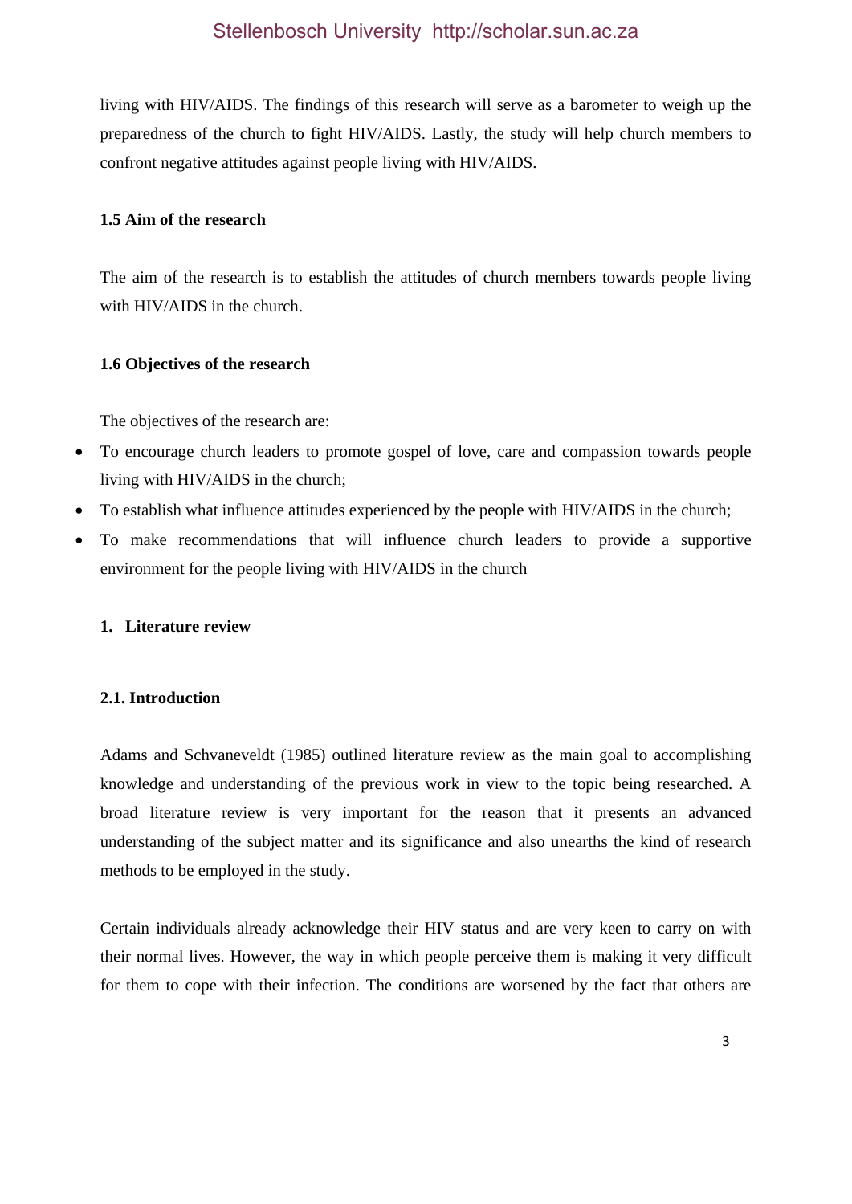living with HIV/AIDS. The findings of this research will serve as a barometer to weigh up the preparedness of the church to fight HIV/AIDS. Lastly, the study will help church members to confront negative attitudes against people living with HIV/AIDS.

### 1.5 Aim of the research

The aim of the research is to establish the attitudes of church members towards people living with HIV/AIDS in the church.

### 1.6 Objectives of the research

The objectives of the research are:

- To encourage church leaders to promote gospel of love, care and compassion towards people living with HIV/AIDS in the church;
- To establish what influence attitudes experienced by the people with HIV/AIDS in the church;
- To make recommendations that will influence church leaders to provide a supportive environment for the people living with HIV/AIDS in the church

## 1. Literature review

### 2.1. Introduction

Adams and Schvaneveldt (1985) outlined literature review as the main goal to accomplishing knowledge and understanding of the previous work in view to the topic being researched. A broad literature review is very important for the reason that it presents an advanced understanding of the subject matter and its significance and also unearths the kind of research methods to be employed in the study.

Certain individuals already acknowledge their HIV status and are very keen to carry on with their normal lives. However, the way in which people perceive them is making it very difficult for them to cope with their infection. The conditions are worsened by the fact that others are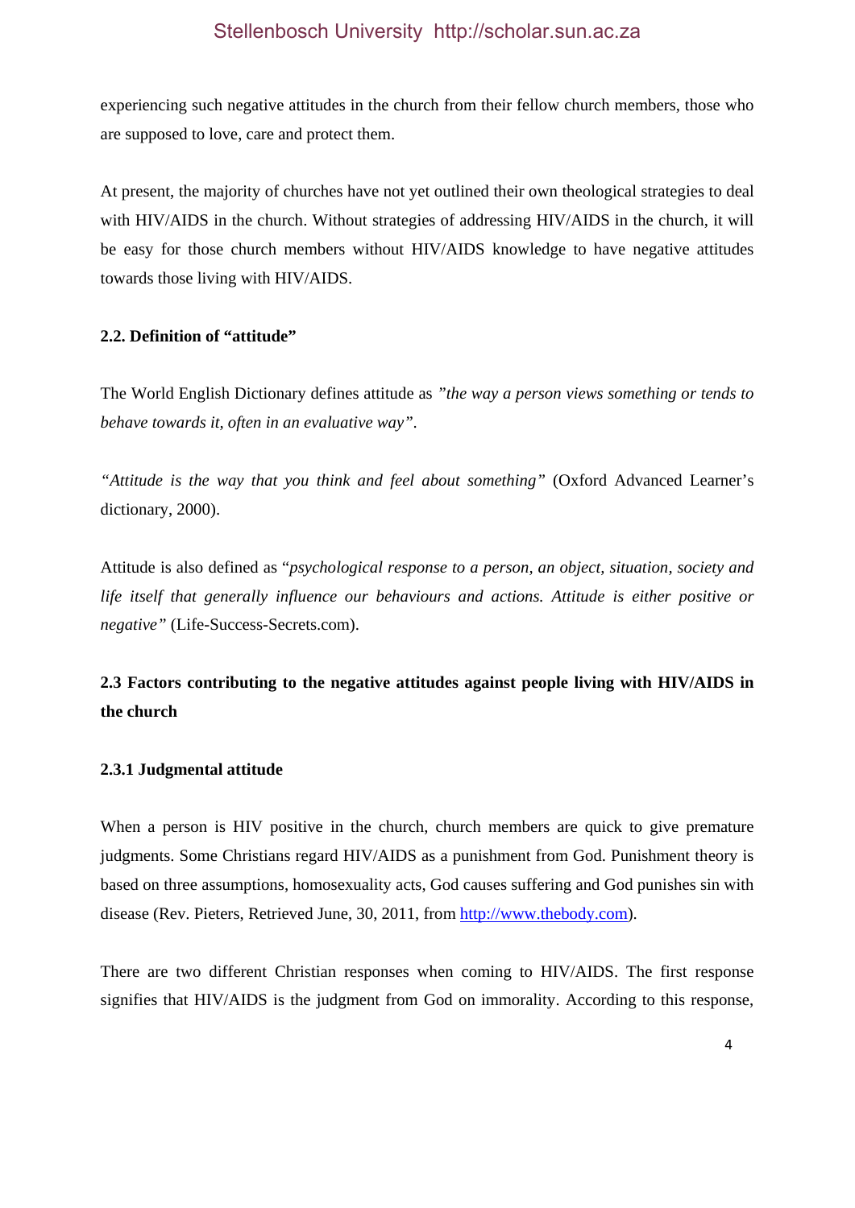experiencing such negative attitudes in the church from their fellow church members, those who are supposed to love, care and protect them.

At present, the majority of churches have not yet outlined their own theological strategies to deal with HIV/AIDS in the church. Without strategies of addressing HIV/AIDS in the church, it will be easy for those church members without HIV/AIDS knowledge to have negative attitudes towards those living with HIV/AIDS.

### 2.2. Definition of "attitude"

The World English Dictionary defines attitude as *"the way a person views something or tends to behave towards it, often in an evaluative way"*.

*"Attitude is the way that you think and feel about something"* (Oxford Advanced Learner's dictionary, 2000).

Attitude is also defined as "*psychological response to a person, an object, situation, society and life itself that generally influence our behaviours and actions. Attitude is either positive or negative"* (Life-Success-Secrets.com).

## 2.3 Factors contributing to the negative attitudes against people living with HIV/AIDS in the church

### 2.3.1 Judgmental attitude

When a person is HIV positive in the church, church members are quick to give premature judgments. Some Christians regard HIV/AIDS as a punishment from God. Punishment theory is based on three assumptions, homosexuality acts, God causes suffering and God punishes sin with disease (Rev. Pieters, Retrieved June, 30, 2011, from [http://www.thebody.com](http://www.thebody.com)).

There are two different Christian responses when coming to HIV/AIDS. The first response signifies that HIV/AIDS is the judgment from God on immorality. According to this response,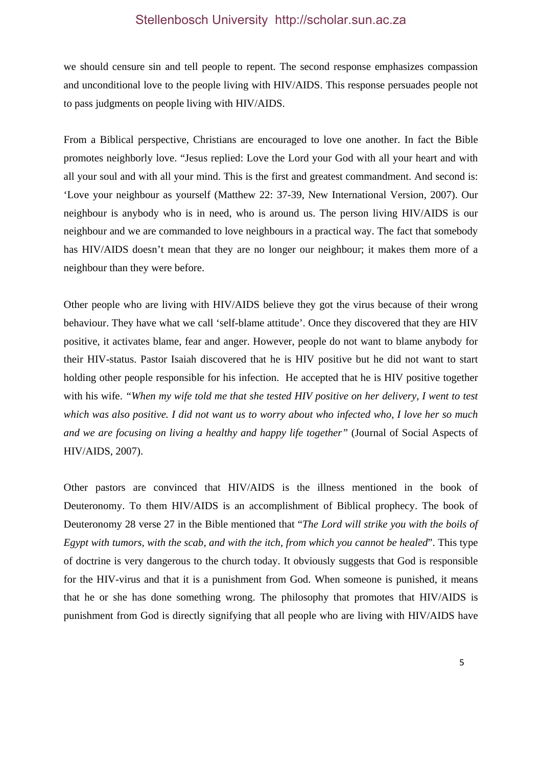we should censure sin and tell people to repent. The second response emphasizes compassion and unconditional love to the people living with HIV/AIDS. This response persuades people not to pass judgments on people living with HIV/AIDS.

From a Biblical perspective, Christians are encouraged to love one another. In fact the Bible promotes neighborly love. "Jesus replied: Love the Lord your God with all your heart and with all your soul and with all your mind. This is the first and greatest commandment. And second is: 'Love your neighbour as yourself (Matthew 22: 37-39, New International Version, 2007). Our neighbour is anybody who is in need, who is around us. The person living HIV/AIDS is our neighbour and we are commanded to love neighbours in a practical way. The fact that somebody has HIV/AIDS doesn't mean that they are no longer our neighbour; it makes them more of a neighbour than they were before.

Other people who are living with HIV/AIDS believe they got the virus because of their wrong behaviour. They have what we call 'self-blame attitude'. Once they discovered that they are HIV positive, it activates blame, fear and anger. However, people do not want to blame anybody for their HIV-status. Pastor Isaiah discovered that he is HIV positive but he did not want to start holding other people responsible for his infection. He accepted that he is HIV positive together with his wife. *"When my wife told me that she tested HIV positive on her delivery, I went to test which was also positive. I did not want us to worry about who infected who, I love her so much and we are focusing on living a healthy and happy life together"* (Journal of Social Aspects of HIV/AIDS, 2007).

Other pastors are convinced that HIV/AIDS is the illness mentioned in the book of Deuteronomy. To them HIV/AIDS is an accomplishment of Biblical prophecy. The book of Deuteronomy 28 verse 27 in the Bible mentioned that "*The Lord will strike you with the boils of Egypt with tumors, with the scab, and with the itch, from which you cannot be healed*". This type of doctrine is very dangerous to the church today. It obviously suggests that God is responsible for the HIV-virus and that it is a punishment from God. When someone is punished, it means that he or she has done something wrong. The philosophy that promotes that HIV/AIDS is punishment from God is directly signifying that all people who are living with HIV/AIDS have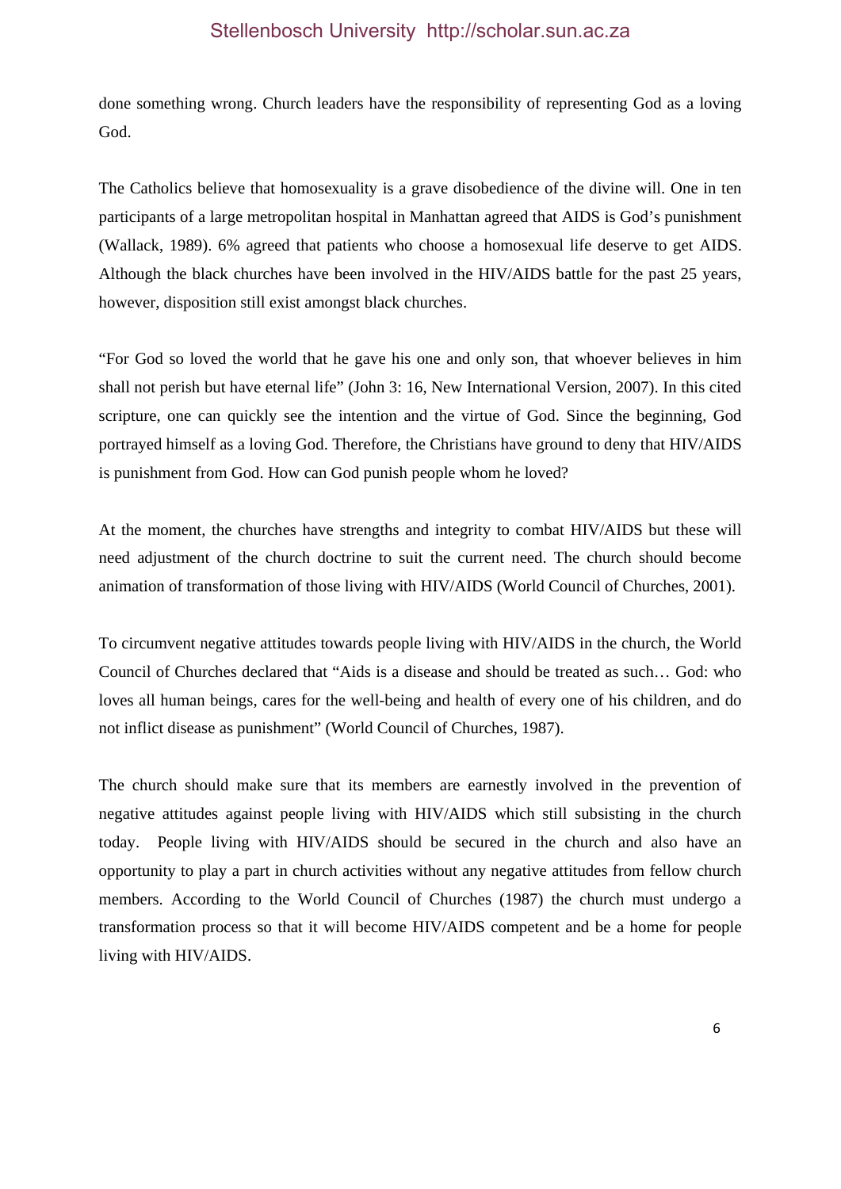done something wrong. Church leaders have the responsibility of representing God as a loving God.

The Catholics believe that homosexuality is a grave disobedience of the divine will. One in ten participants of a large metropolitan hospital in Manhattan agreed that AIDS is God's punishment (Wallack, 1989). 6% agreed that patients who choose a homosexual life deserve to get AIDS. Although the black churches have been involved in the HIV/AIDS battle for the past 25 years, however, disposition still exist amongst black churches.

"For God so loved the world that he gave his one and only son, that whoever believes in him shall not perish but have eternal life" (John 3: 16, New International Version, 2007). In this cited scripture, one can quickly see the intention and the virtue of God. Since the beginning, God portrayed himself as a loving God. Therefore, the Christians have ground to deny that HIV/AIDS is punishment from God. How can God punish people whom he loved?

At the moment, the churches have strengths and integrity to combat HIV/AIDS but these will need adjustment of the church doctrine to suit the current need. The church should become animation of transformation of those living with HIV/AIDS (World Council of Churches, 2001).

To circumvent negative attitudes towards people living with HIV/AIDS in the church, the World Council of Churches declared that "Aids is a disease and should be treated as such… God: who loves all human beings, cares for the well-being and health of every one of his children, and do not inflict disease as punishment" (World Council of Churches, 1987).

The church should make sure that its members are earnestly involved in the prevention of negative attitudes against people living with HIV/AIDS which still subsisting in the church today. People living with HIV/AIDS should be secured in the church and also have an opportunity to play a part in church activities without any negative attitudes from fellow church members. According to the World Council of Churches (1987) the church must undergo a transformation process so that it will become HIV/AIDS competent and be a home for people living with HIV/AIDS.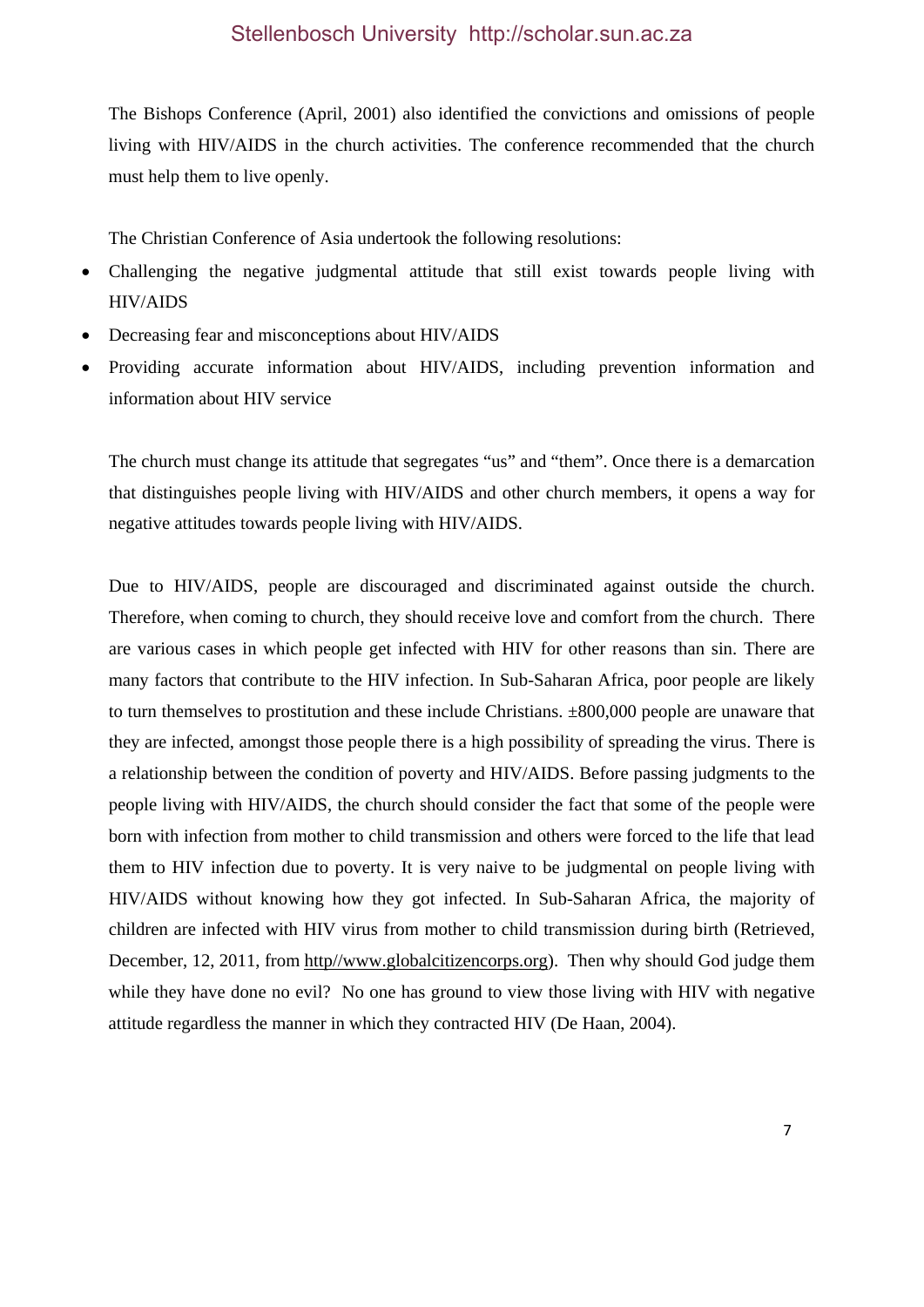The Bishops Conference (April, 2001) also identified the convictions and omissions of people living with HIV/AIDS in the church activities. The conference recommended that the church must help them to live openly.

The Christian Conference of Asia undertook the following resolutions:

- Challenging the negative judgmental attitude that still exist towards people living with HIV/AIDS
- Decreasing fear and misconceptions about HIV/AIDS
- Providing accurate information about HIV/AIDS, including prevention information and information about HIV service

The church must change its attitude that segregates "us" and "them". Once there is a demarcation that distinguishes people living with HIV/AIDS and other church members, it opens a way for negative attitudes towards people living with HIV/AIDS.

Due to HIV/AIDS, people are discouraged and discriminated against outside the church. Therefore, when coming to church, they should receive love and comfort from the church. There are various cases in which people get infected with HIV for other reasons than sin. There are many factors that contribute to the HIV infection. In Sub-Saharan Africa, poor people are likely to turn themselves to prostitution and these include Christians. ±800,000 people are unaware that they are infected, amongst those people there is a high possibility of spreading the virus. There is a relationship between the condition of poverty and HIV/AIDS. Before passing judgments to the people living with HIV/AIDS, the church should consider the fact that some of the people were born with infection from mother to child transmission and others were forced to the life that lead them to HIV infection due to poverty. It is very naive to be judgmental on people living with HIV/AIDS without knowing how they got infected. In Sub-Saharan Africa, the majority of children are infected with HIV virus from mother to child transmission during birth (Retrieved, December, 12, 2011, from http//www.globalcitizencorps.org). Then why should God judge them while they have done no evil? No one has ground to view those living with HIV with negative attitude regardless the manner in which they contracted HIV (De Haan, 2004).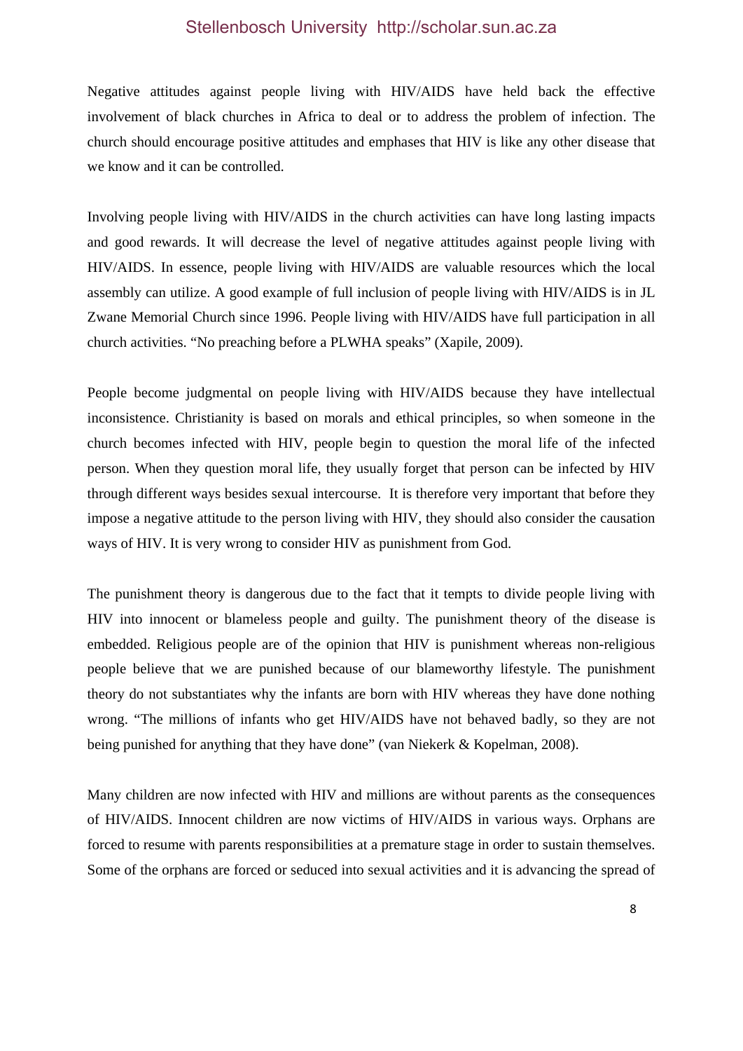Negative attitudes against people living with HIV/AIDS have held back the effective involvement of black churches in Africa to deal or to address the problem of infection. The church should encourage positive attitudes and emphases that HIV is like any other disease that we know and it can be controlled.

Involving people living with HIV/AIDS in the church activities can have long lasting impacts and good rewards. It will decrease the level of negative attitudes against people living with HIV/AIDS. In essence, people living with HIV/AIDS are valuable resources which the local assembly can utilize. A good example of full inclusion of people living with HIV/AIDS is in JL Zwane Memorial Church since 1996. People living with HIV/AIDS have full participation in all church activities. "No preaching before a PLWHA speaks" (Xapile, 2009).

People become judgmental on people living with HIV/AIDS because they have intellectual inconsistence. Christianity is based on morals and ethical principles, so when someone in the church becomes infected with HIV, people begin to question the moral life of the infected person. When they question moral life, they usually forget that person can be infected by HIV through different ways besides sexual intercourse. It is therefore very important that before they impose a negative attitude to the person living with HIV, they should also consider the causation ways of HIV. It is very wrong to consider HIV as punishment from God.

The punishment theory is dangerous due to the fact that it tempts to divide people living with HIV into innocent or blameless people and guilty. The punishment theory of the disease is embedded. Religious people are of the opinion that HIV is punishment whereas non-religious people believe that we are punished because of our blameworthy lifestyle. The punishment theory do not substantiates why the infants are born with HIV whereas they have done nothing wrong. "The millions of infants who get HIV/AIDS have not behaved badly, so they are not being punished for anything that they have done" (van Niekerk & Kopelman, 2008).

Many children are now infected with HIV and millions are without parents as the consequences of HIV/AIDS. Innocent children are now victims of HIV/AIDS in various ways. Orphans are forced to resume with parents responsibilities at a premature stage in order to sustain themselves. Some of the orphans are forced or seduced into sexual activities and it is advancing the spread of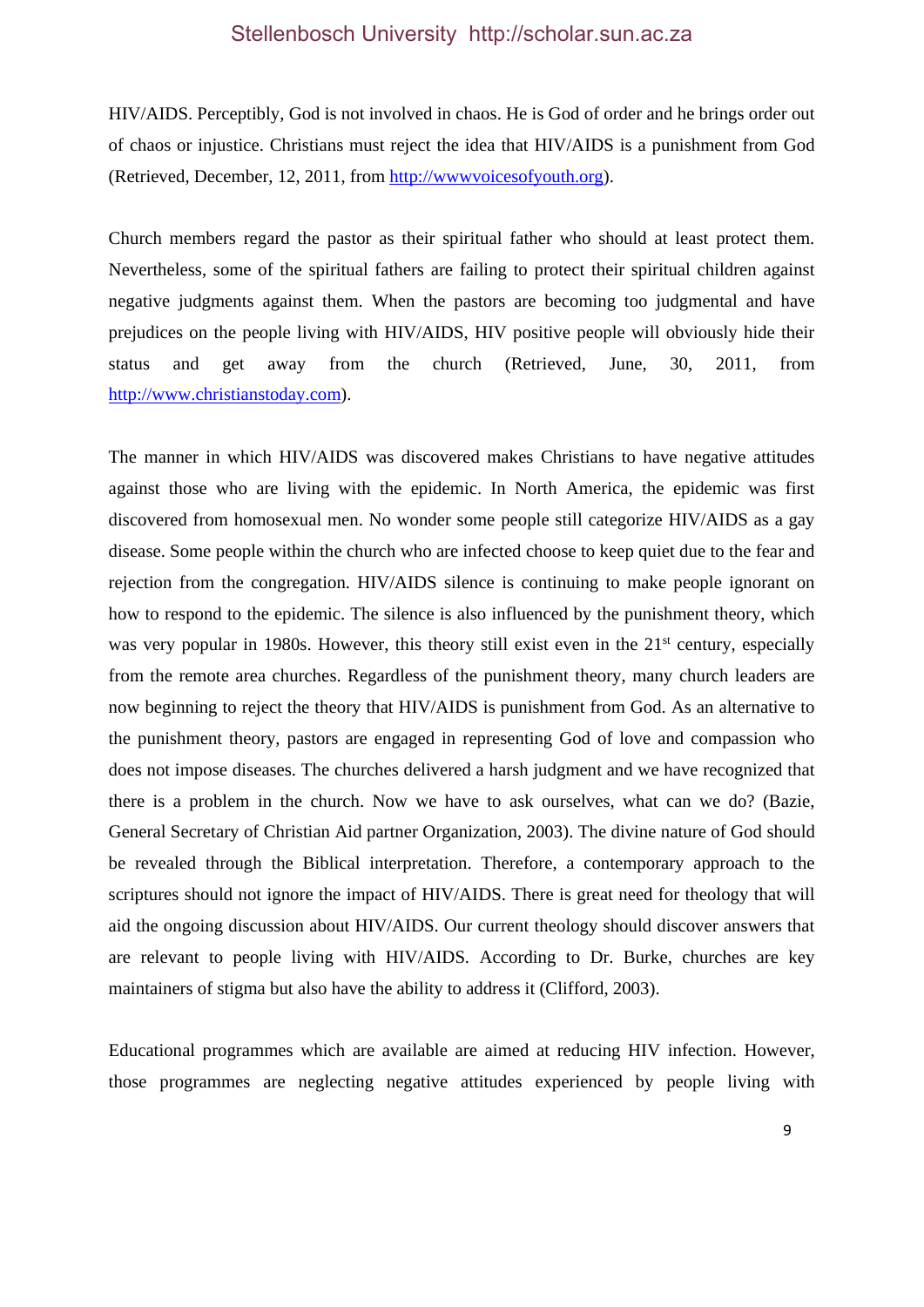HIV/AIDS. Perceptibly, God is not involved in chaos. He is God of order and he brings order out of chaos or injustice. Christians must reject the idea that HIV/AIDS is a punishment from God (Retrieved, December, 12, 2011, from http://wwwvoicesofyouth.org).

Church members regard the pastor as their spiritual father who should at least protect them. Nevertheless, some of the spiritual fathers are failing to protect their spiritual children against negative judgments against them. When the pastors are becoming too judgmental and have prejudices on the people living with HIV/AIDS, HIV positive people will obviously hide their status and get away from the church (Retrieved, June, 30, 2011, from http://www.christianstoday.com).

The manner in which HIV/AIDS was discovered makes Christians to have negative attitudes against those who are living with the epidemic. In North America, the epidemic was first discovered from homosexual men. No wonder some people still categorize HIV/AIDS as a gay disease. Some people within the church who are infected choose to keep quiet due to the fear and rejection from the congregation. HIV/AIDS silence is continuing to make people ignorant on how to respond to the epidemic. The silence is also influenced by the punishment theory, which was very popular in 1980s. However, this theory still exist even in the 21st century, especially from the remote area churches. Regardless of the punishment theory, many church leaders are now beginning to reject the theory that HIV/AIDS is punishment from God. As an alternative to the punishment theory, pastors are engaged in representing God of love and compassion who does not impose diseases. The churches delivered a harsh judgment and we have recognized that there is a problem in the church. Now we have to ask ourselves, what can we do? (Bazie, General Secretary of Christian Aid partner Organization, 2003). The divine nature of God should be revealed through the Biblical interpretation. Therefore, a contemporary approach to the scriptures should not ignore the impact of HIV/AIDS. There is great need for theology that will aid the ongoing discussion about HIV/AIDS. Our current theology should discover answers that are relevant to people living with HIV/AIDS. According to Dr. Burke, churches are key maintainers of stigma but also have the ability to address it (Clifford, 2003).

Educational programmes which are available are aimed at reducing HIV infection. However, those programmes are neglecting negative attitudes experienced by people living with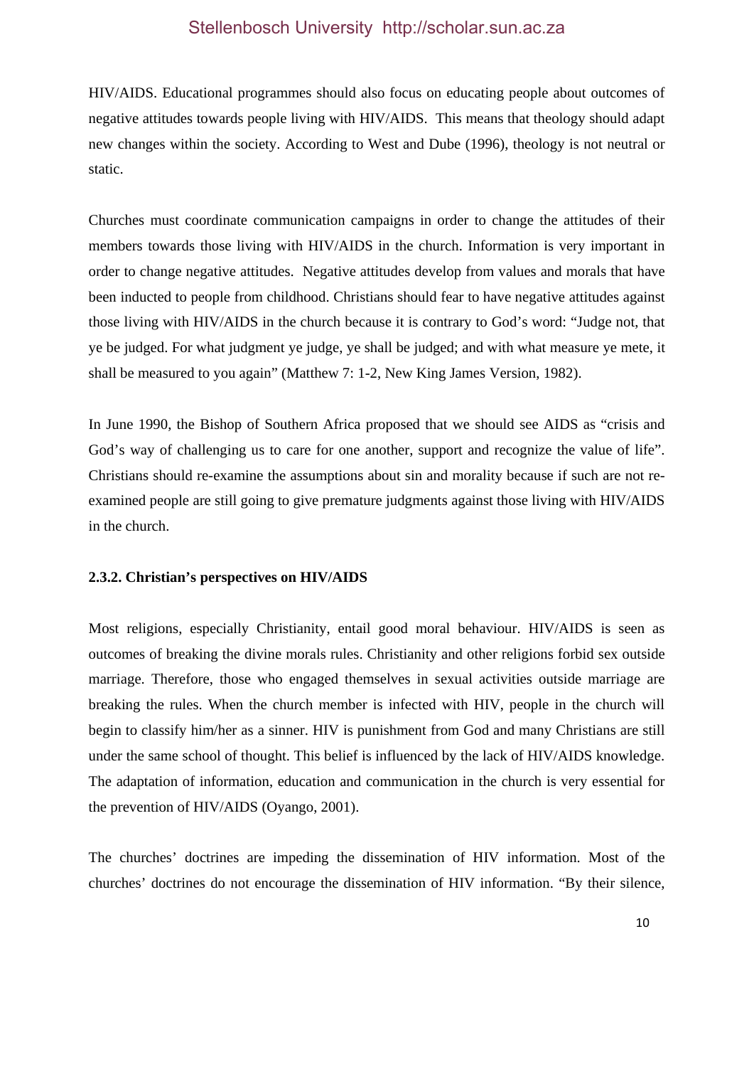HIV/AIDS. Educational programmes should also focus on educating people about outcomes of negative attitudes towards people living with HIV/AIDS. This means that theology should adapt new changes within the society. According to West and Dube (1996), theology is not neutral or static.

Churches must coordinate communication campaigns in order to change the attitudes of their members towards those living with HIV/AIDS in the church. Information is very important in order to change negative attitudes. Negative attitudes develop from values and morals that have been inducted to people from childhood. Christians should fear to have negative attitudes against those living with HIV/AIDS in the church because it is contrary to God's word: "Judge not, that ye be judged. For what judgment ye judge, ye shall be judged; and with what measure ye mete, it shall be measured to you again" (Matthew 7: 1-2, New King James Version, 1982).

In June 1990, the Bishop of Southern Africa proposed that we should see AIDS as "crisis and God's way of challenging us to care for one another, support and recognize the value of life". Christians should re-examine the assumptions about sin and morality because if such are not re-examined people are still going to give premature judgments against those living with HIV/AIDS in the church.

### 2.3.2. Christian's perspectives on HIV/AIDS

Most religions, especially Christianity, entail good moral behaviour. HIV/AIDS is seen as outcomes of breaking the divine morals rules. Christianity and other religions forbid sex outside marriage. Therefore, those who engaged themselves in sexual activities outside marriage are breaking the rules. When the church member is infected with HIV, people in the church will begin to classify him/her as a sinner. HIV is punishment from God and many Christians are still under the same school of thought. This belief is influenced by the lack of HIV/AIDS knowledge. The adaptation of information, education and communication in the church is very essential for the prevention of HIV/AIDS (Oyango, 2001).

The churches' doctrines are impeding the dissemination of HIV information. Most of the churches' doctrines do not encourage the dissemination of HIV information. "By their silence,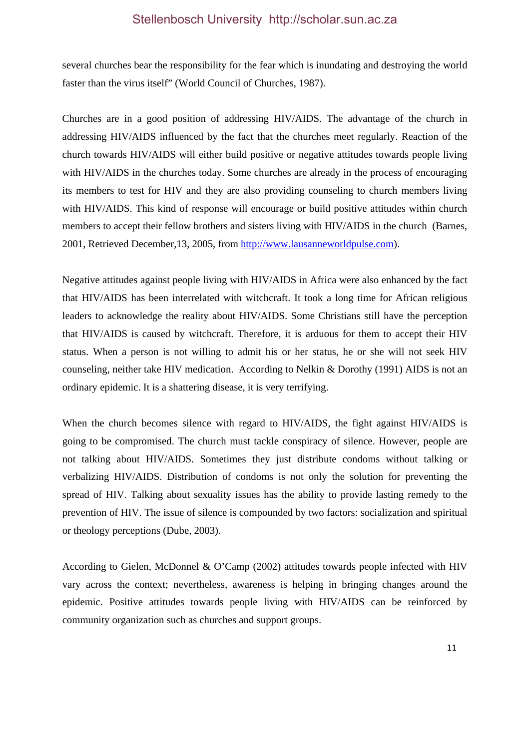several churches bear the responsibility for the fear which is inundating and destroying the world faster than the virus itself" (World Council of Churches, 1987).

Churches are in a good position of addressing HIV/AIDS. The advantage of the church in addressing HIV/AIDS influenced by the fact that the churches meet regularly. Reaction of the church towards HIV/AIDS will either build positive or negative attitudes towards people living with HIV/AIDS in the churches today. Some churches are already in the process of encouraging its members to test for HIV and they are also providing counseling to church members living with HIV/AIDS. This kind of response will encourage or build positive attitudes within church members to accept their fellow brothers and sisters living with HIV/AIDS in the church (Barnes, 2001, Retrieved December,13, 2005, from http://www.lausanneworldpulse.com).

Negative attitudes against people living with HIV/AIDS in Africa were also enhanced by the fact that HIV/AIDS has been interrelated with witchcraft. It took a long time for African religious leaders to acknowledge the reality about HIV/AIDS. Some Christians still have the perception that HIV/AIDS is caused by witchcraft. Therefore, it is arduous for them to accept their HIV status. When a person is not willing to admit his or her status, he or she will not seek HIV counseling, neither take HIV medication. According to Nelkin & Dorothy (1991) AIDS is not an ordinary epidemic. It is a shattering disease, it is very terrifying.

When the church becomes silence with regard to HIV/AIDS, the fight against HIV/AIDS is going to be compromised. The church must tackle conspiracy of silence. However, people are not talking about HIV/AIDS. Sometimes they just distribute condoms without talking or verbalizing HIV/AIDS. Distribution of condoms is not only the solution for preventing the spread of HIV. Talking about sexuality issues has the ability to provide lasting remedy to the prevention of HIV. The issue of silence is compounded by two factors: socialization and spiritual or theology perceptions (Dube, 2003).

According to Gielen, McDonnel & O'Camp (2002) attitudes towards people infected with HIV vary across the context; nevertheless, awareness is helping in bringing changes around the epidemic. Positive attitudes towards people living with HIV/AIDS can be reinforced by community organization such as churches and support groups.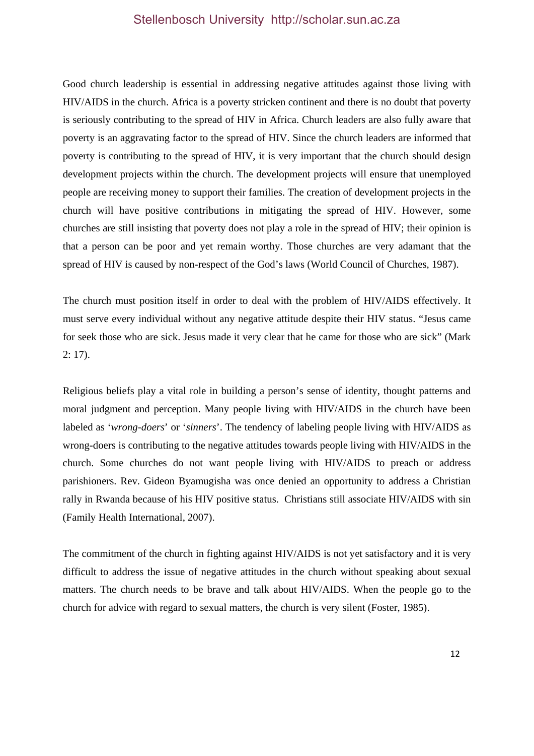Good church leadership is essential in addressing negative attitudes against those living with HIV/AIDS in the church. Africa is a poverty stricken continent and there is no doubt that poverty is seriously contributing to the spread of HIV in Africa. Church leaders are also fully aware that poverty is an aggravating factor to the spread of HIV. Since the church leaders are informed that poverty is contributing to the spread of HIV, it is very important that the church should design development projects within the church. The development projects will ensure that unemployed people are receiving money to support their families. The creation of development projects in the church will have positive contributions in mitigating the spread of HIV. However, some churches are still insisting that poverty does not play a role in the spread of HIV; their opinion is that a person can be poor and yet remain worthy. Those churches are very adamant that the spread of HIV is caused by non-respect of the God's laws (World Council of Churches, 1987).

The church must position itself in order to deal with the problem of HIV/AIDS effectively. It must serve every individual without any negative attitude despite their HIV status. "Jesus came for seek those who are sick. Jesus made it very clear that he came for those who are sick" (Mark 2: 17).

Religious beliefs play a vital role in building a person's sense of identity, thought patterns and moral judgment and perception. Many people living with HIV/AIDS in the church have been labeled as '*wrong-doers*' or '*sinners*'. The tendency of labeling people living with HIV/AIDS as wrong-doers is contributing to the negative attitudes towards people living with HIV/AIDS in the church. Some churches do not want people living with HIV/AIDS to preach or address parishioners. Rev. Gideon Byamugisha was once denied an opportunity to address a Christian rally in Rwanda because of his HIV positive status. Christians still associate HIV/AIDS with sin (Family Health International, 2007).

The commitment of the church in fighting against HIV/AIDS is not yet satisfactory and it is very difficult to address the issue of negative attitudes in the church without speaking about sexual matters. The church needs to be brave and talk about HIV/AIDS. When the people go to the church for advice with regard to sexual matters, the church is very silent (Foster, 1985).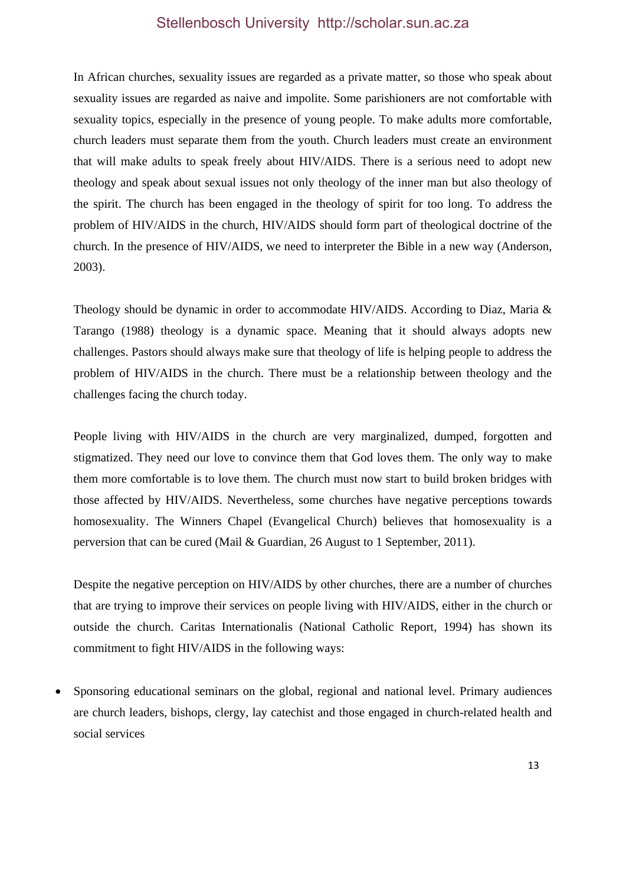In African churches, sexuality issues are regarded as a private matter, so those who speak about sexuality issues are regarded as naive and impolite. Some parishioners are not comfortable with sexuality topics, especially in the presence of young people. To make adults more comfortable, church leaders must separate them from the youth. Church leaders must create an environment that will make adults to speak freely about HIV/AIDS. There is a serious need to adopt new theology and speak about sexual issues not only theology of the inner man but also theology of the spirit. The church has been engaged in the theology of spirit for too long. To address the problem of HIV/AIDS in the church, HIV/AIDS should form part of theological doctrine of the church. In the presence of HIV/AIDS, we need to interpreter the Bible in a new way (Anderson, 2003).

Theology should be dynamic in order to accommodate HIV/AIDS. According to Diaz, Maria & Tarango (1988) theology is a dynamic space. Meaning that it should always adopts new challenges. Pastors should always make sure that theology of life is helping people to address the problem of HIV/AIDS in the church. There must be a relationship between theology and the challenges facing the church today.

People living with HIV/AIDS in the church are very marginalized, dumped, forgotten and stigmatized. They need our love to convince them that God loves them. The only way to make them more comfortable is to love them. The church must now start to build broken bridges with those affected by HIV/AIDS. Nevertheless, some churches have negative perceptions towards homosexuality. The Winners Chapel (Evangelical Church) believes that homosexuality is a perversion that can be cured (Mail & Guardian, 26 August to 1 September, 2011).

Despite the negative perception on HIV/AIDS by other churches, there are a number of churches that are trying to improve their services on people living with HIV/AIDS, either in the church or outside the church. Caritas Internationalis (National Catholic Report, 1994) has shown its commitment to fight HIV/AIDS in the following ways:

- Sponsoring educational seminars on the global, regional and national level. Primary audiences are church leaders, bishops, clergy, lay catechist and those engaged in church-related health and social services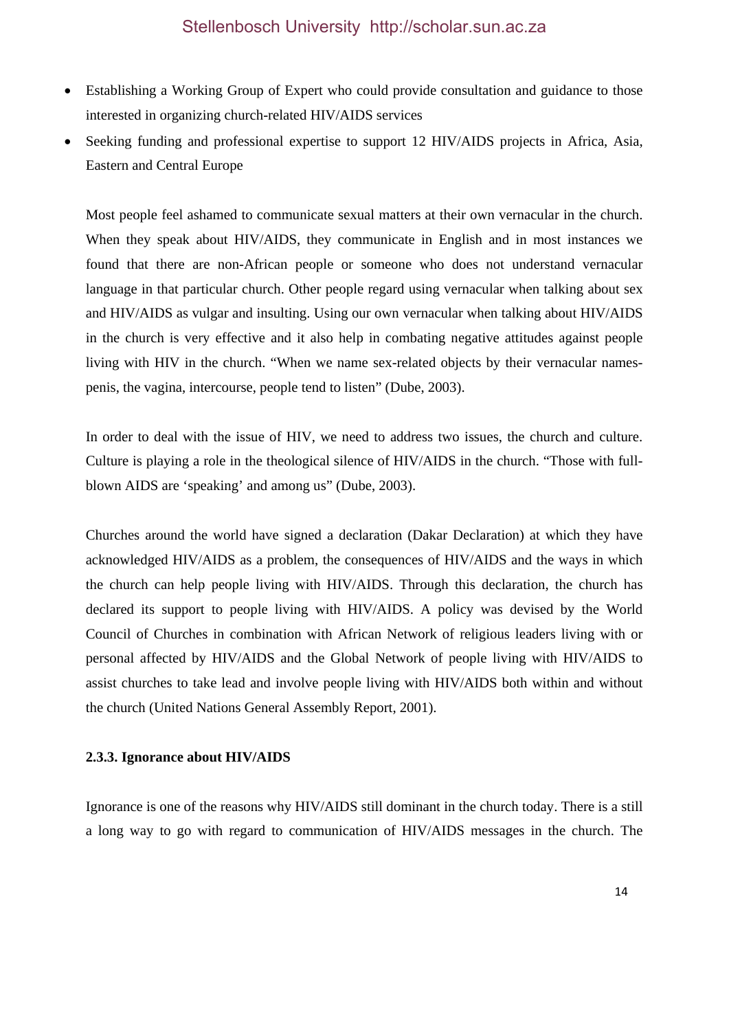- Establishing a Working Group of Expert who could provide consultation and guidance to those interested in organizing church-related HIV/AIDS services
- Seeking funding and professional expertise to support 12 HIV/AIDS projects in Africa, Asia, Eastern and Central Europe

Most people feel ashamed to communicate sexual matters at their own vernacular in the church. When they speak about HIV/AIDS, they communicate in English and in most instances we found that there are non-African people or someone who does not understand vernacular language in that particular church. Other people regard using vernacular when talking about sex and HIV/AIDS as vulgar and insulting. Using our own vernacular when talking about HIV/AIDS in the church is very effective and it also help in combating negative attitudes against people living with HIV in the church. "When we name sex-related objects by their vernacular names-penis, the vagina, intercourse, people tend to listen" (Dube, 2003).

In order to deal with the issue of HIV, we need to address two issues, the church and culture. Culture is playing a role in the theological silence of HIV/AIDS in the church. "Those with full-blown AIDS are 'speaking' and among us" (Dube, 2003).

Churches around the world have signed a declaration (Dakar Declaration) at which they have acknowledged HIV/AIDS as a problem, the consequences of HIV/AIDS and the ways in which the church can help people living with HIV/AIDS. Through this declaration, the church has declared its support to people living with HIV/AIDS. A policy was devised by the World Council of Churches in combination with African Network of religious leaders living with or personal affected by HIV/AIDS and the Global Network of people living with HIV/AIDS to assist churches to take lead and involve people living with HIV/AIDS both within and without the church (United Nations General Assembly Report, 2001).

**2.3.3. Ignorance about HIV/AIDS**

Ignorance is one of the reasons why HIV/AIDS still dominant in the church today. There is a still a long way to go with regard to communication of HIV/AIDS messages in the church. The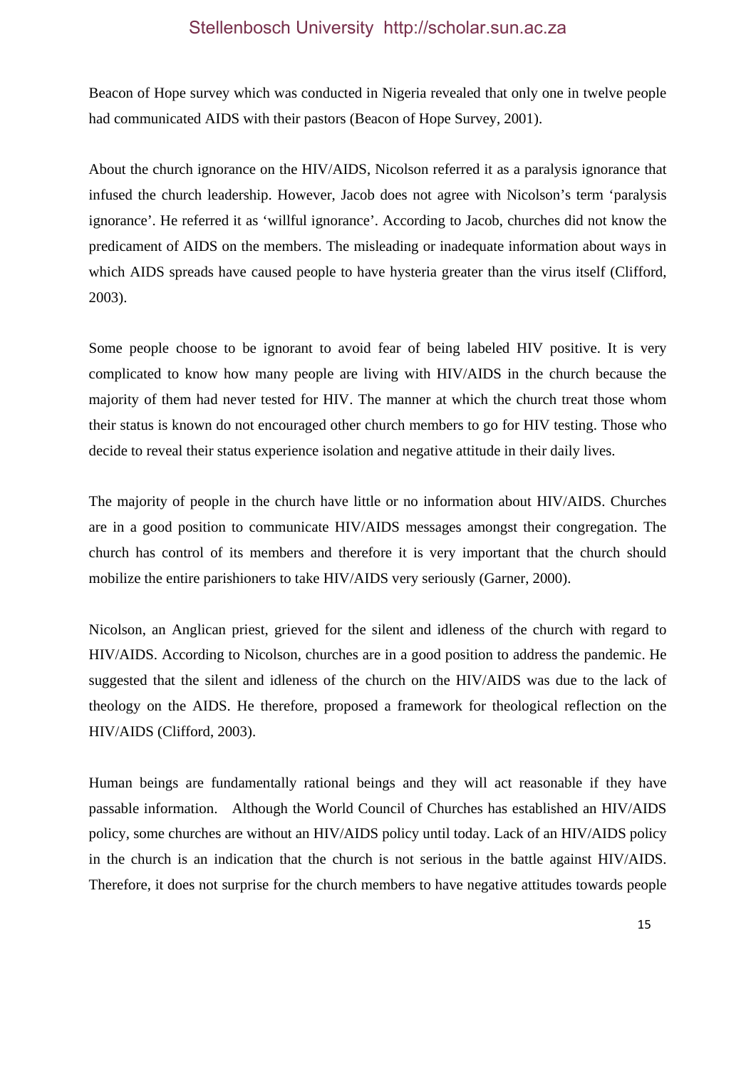Beacon of Hope survey which was conducted in Nigeria revealed that only one in twelve people had communicated AIDS with their pastors (Beacon of Hope Survey, 2001).

About the church ignorance on the HIV/AIDS, Nicolson referred it as a paralysis ignorance that infused the church leadership. However, Jacob does not agree with Nicolson's term 'paralysis ignorance'. He referred it as 'willful ignorance'. According to Jacob, churches did not know the predicament of AIDS on the members. The misleading or inadequate information about ways in which AIDS spreads have caused people to have hysteria greater than the virus itself (Clifford, 2003).

Some people choose to be ignorant to avoid fear of being labeled HIV positive. It is very complicated to know how many people are living with HIV/AIDS in the church because the majority of them had never tested for HIV. The manner at which the church treat those whom their status is known do not encouraged other church members to go for HIV testing. Those who decide to reveal their status experience isolation and negative attitude in their daily lives.

The majority of people in the church have little or no information about HIV/AIDS. Churches are in a good position to communicate HIV/AIDS messages amongst their congregation. The church has control of its members and therefore it is very important that the church should mobilize the entire parishioners to take HIV/AIDS very seriously (Garner, 2000).

Nicolson, an Anglican priest, grieved for the silent and idleness of the church with regard to HIV/AIDS. According to Nicolson, churches are in a good position to address the pandemic. He suggested that the silent and idleness of the church on the HIV/AIDS was due to the lack of theology on the AIDS. He therefore, proposed a framework for theological reflection on the HIV/AIDS (Clifford, 2003).

Human beings are fundamentally rational beings and they will act reasonable if they have passable information. Although the World Council of Churches has established an HIV/AIDS policy, some churches are without an HIV/AIDS policy until today. Lack of an HIV/AIDS policy in the church is an indication that the church is not serious in the battle against HIV/AIDS. Therefore, it does not surprise for the church members to have negative attitudes towards people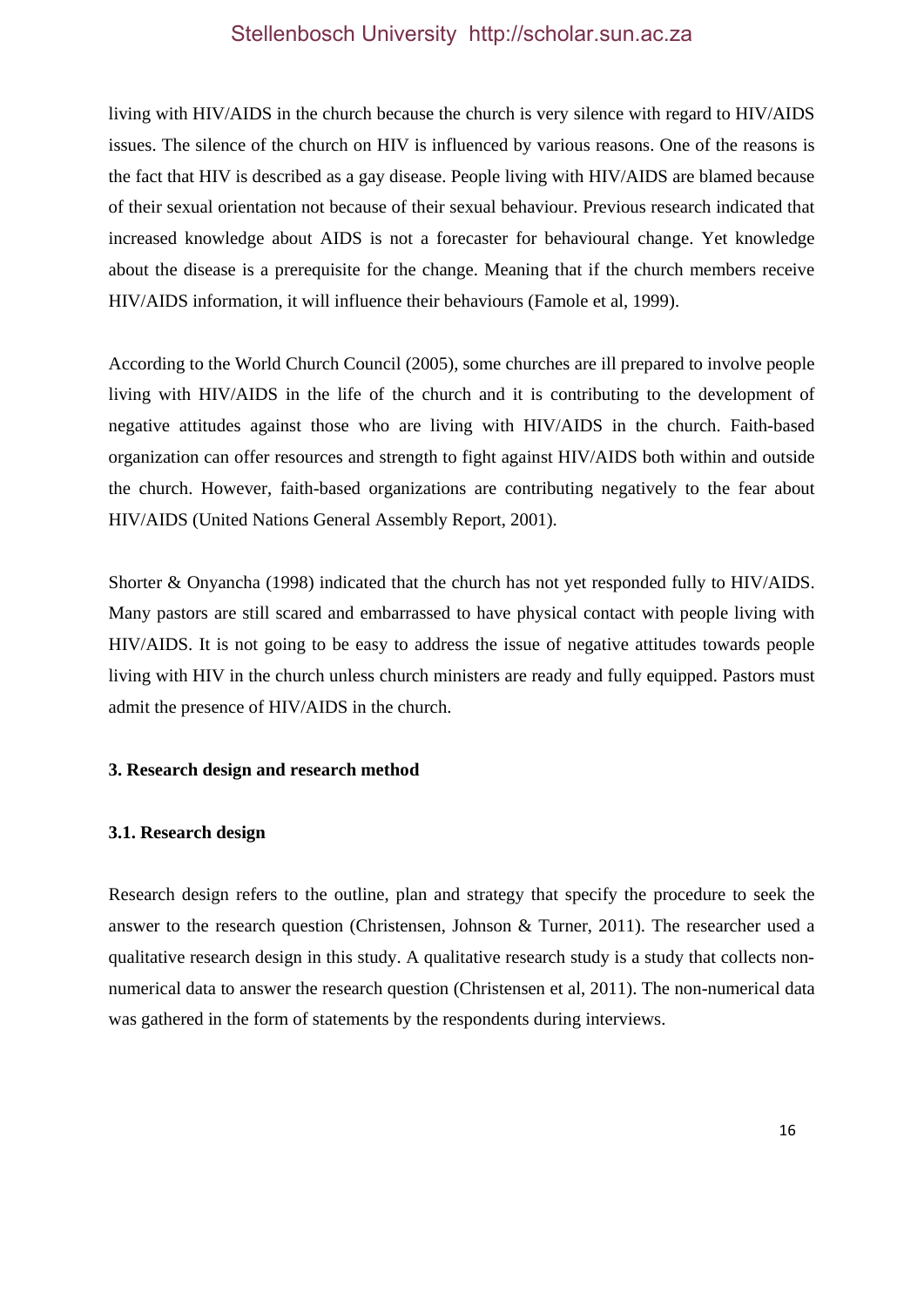living with HIV/AIDS in the church because the church is very silence with regard to HIV/AIDS issues. The silence of the church on HIV is influenced by various reasons. One of the reasons is the fact that HIV is described as a gay disease. People living with HIV/AIDS are blamed because of their sexual orientation not because of their sexual behaviour. Previous research indicated that increased knowledge about AIDS is not a forecaster for behavioural change. Yet knowledge about the disease is a prerequisite for the change. Meaning that if the church members receive HIV/AIDS information, it will influence their behaviours (Famole et al, 1999).

According to the World Church Council (2005), some churches are ill prepared to involve people living with HIV/AIDS in the life of the church and it is contributing to the development of negative attitudes against those who are living with HIV/AIDS in the church. Faith-based organization can offer resources and strength to fight against HIV/AIDS both within and outside the church. However, faith-based organizations are contributing negatively to the fear about HIV/AIDS (United Nations General Assembly Report, 2001).

Shorter & Onyancha (1998) indicated that the church has not yet responded fully to HIV/AIDS. Many pastors are still scared and embarrassed to have physical contact with people living with HIV/AIDS. It is not going to be easy to address the issue of negative attitudes towards people living with HIV in the church unless church ministers are ready and fully equipped. Pastors must admit the presence of HIV/AIDS in the church.

## 3. Research design and research method

### 3.1. Research design

Research design refers to the outline, plan and strategy that specify the procedure to seek the answer to the research question (Christensen, Johnson & Turner, 2011). The researcher used a qualitative research design in this study. A qualitative research study is a study that collects non-numerical data to answer the research question (Christensen et al, 2011). The non-numerical data was gathered in the form of statements by the respondents during interviews.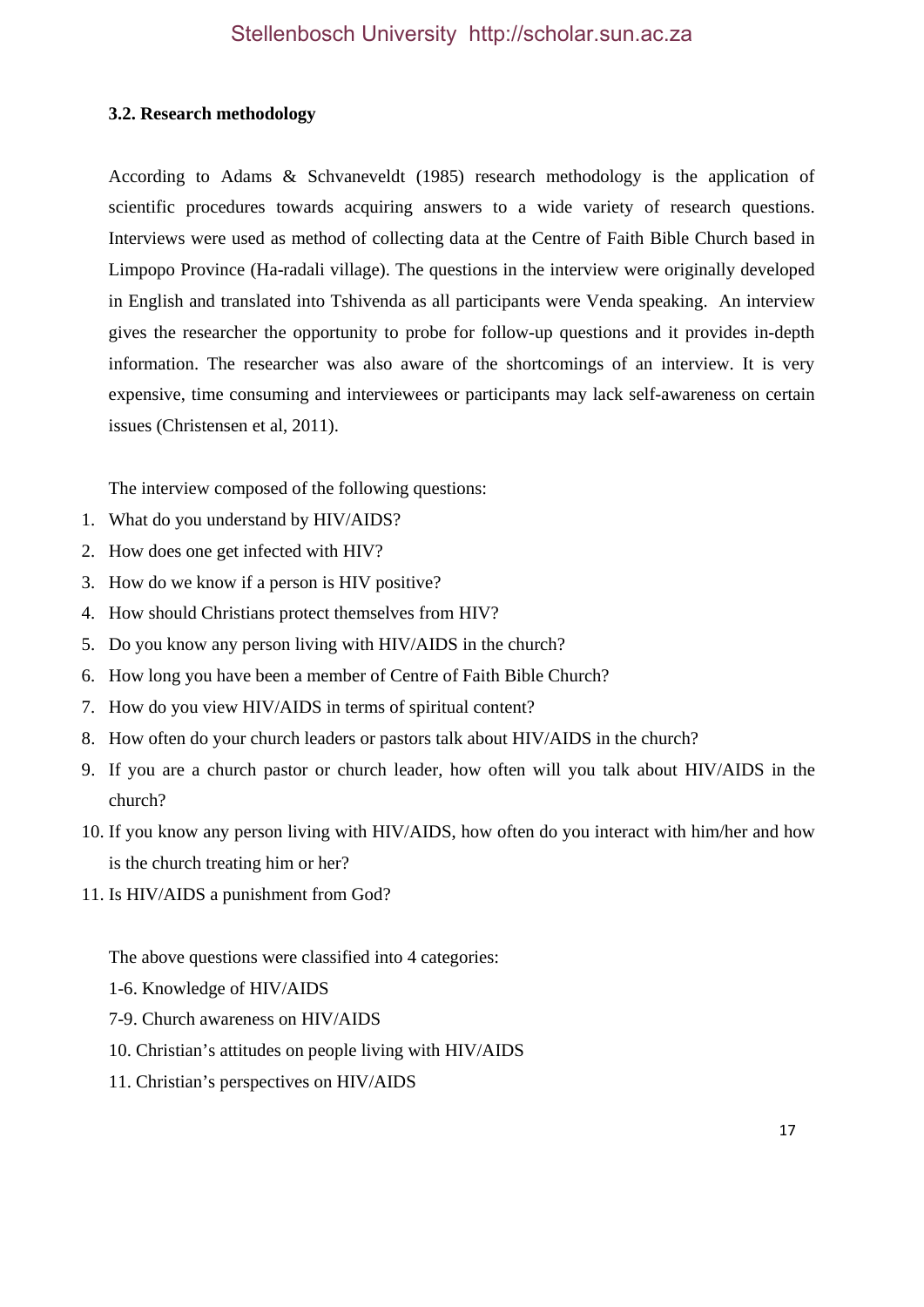### 3.2. Research methodology

According to Adams & Schvaneveldt (1985) research methodology is the application of scientific procedures towards acquiring answers to a wide variety of research questions. Interviews were used as method of collecting data at the Centre of Faith Bible Church based in Limpopo Province (Ha-radali village). The questions in the interview were originally developed in English and translated into Tshivenda as all participants were Venda speaking. An interview gives the researcher the opportunity to probe for follow-up questions and it provides in-depth information. The researcher was also aware of the shortcomings of an interview. It is very expensive, time consuming and interviewees or participants may lack self-awareness on certain issues (Christensen et al, 2011).

The interview composed of the following questions:

1. What do you understand by HIV/AIDS?
2. How does one get infected with HIV?
3. How do we know if a person is HIV positive?
4. How should Christians protect themselves from HIV?
5. Do you know any person living with HIV/AIDS in the church?
6. How long you have been a member of Centre of Faith Bible Church?
7. How do you view HIV/AIDS in terms of spiritual content?
8. How often do your church leaders or pastors talk about HIV/AIDS in the church?
9. If you are a church pastor or church leader, how often will you talk about HIV/AIDS in the church?
10. If you know any person living with HIV/AIDS, how often do you interact with him/her and how is the church treating him or her?
11. Is HIV/AIDS a punishment from God?

The above questions were classified into 4 categories:

1-6. Knowledge of HIV/AIDS

7-9. Church awareness on HIV/AIDS

10. Christian's attitudes on people living with HIV/AIDS

11. Christian's perspectives on HIV/AIDS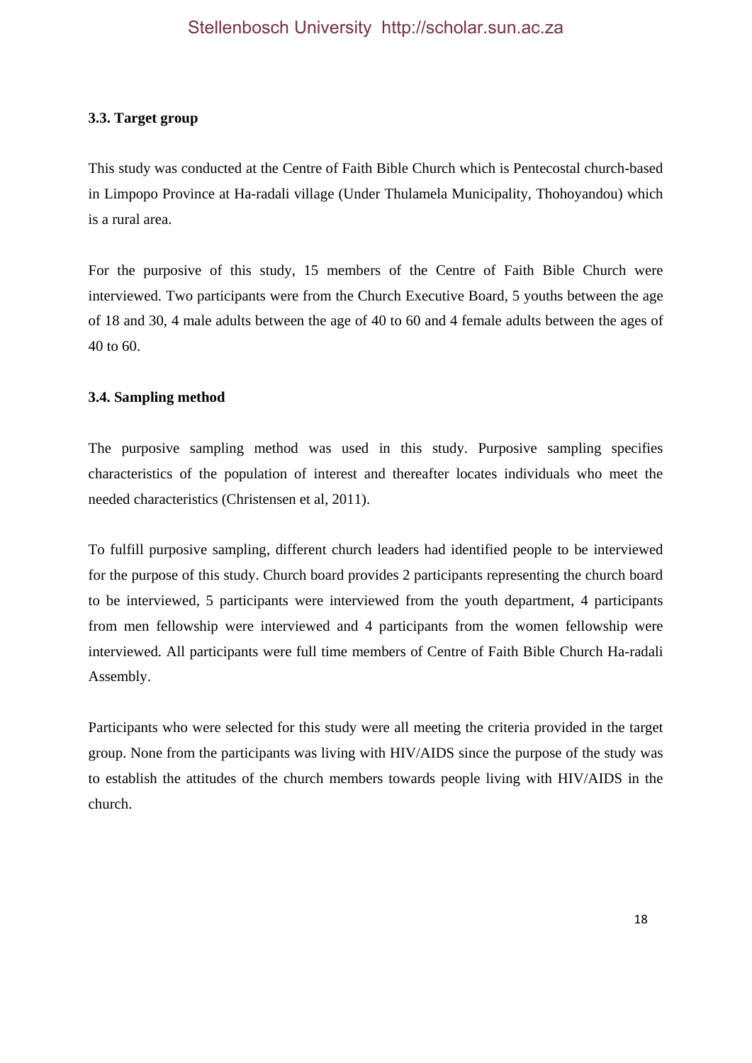### 3.3. Target group

This study was conducted at the Centre of Faith Bible Church which is Pentecostal church-based in Limpopo Province at Ha-radali village (Under Thulamela Municipality, Thohoyandou) which is a rural area.

For the purposive of this study, 15 members of the Centre of Faith Bible Church were interviewed. Two participants were from the Church Executive Board, 5 youths between the age of 18 and 30, 4 male adults between the age of 40 to 60 and 4 female adults between the ages of 40 to 60.

### 3.4. Sampling method

The purposive sampling method was used in this study. Purposive sampling specifies characteristics of the population of interest and thereafter locates individuals who meet the needed characteristics (Christensen et al, 2011).

To fulfill purposive sampling, different church leaders had identified people to be interviewed for the purpose of this study. Church board provides 2 participants representing the church board to be interviewed, 5 participants were interviewed from the youth department, 4 participants from men fellowship were interviewed and 4 participants from the women fellowship were interviewed. All participants were full time members of Centre of Faith Bible Church Ha-radali Assembly.

Participants who were selected for this study were all meeting the criteria provided in the target group. None from the participants was living with HIV/AIDS since the purpose of the study was to establish the attitudes of the church members towards people living with HIV/AIDS in the church.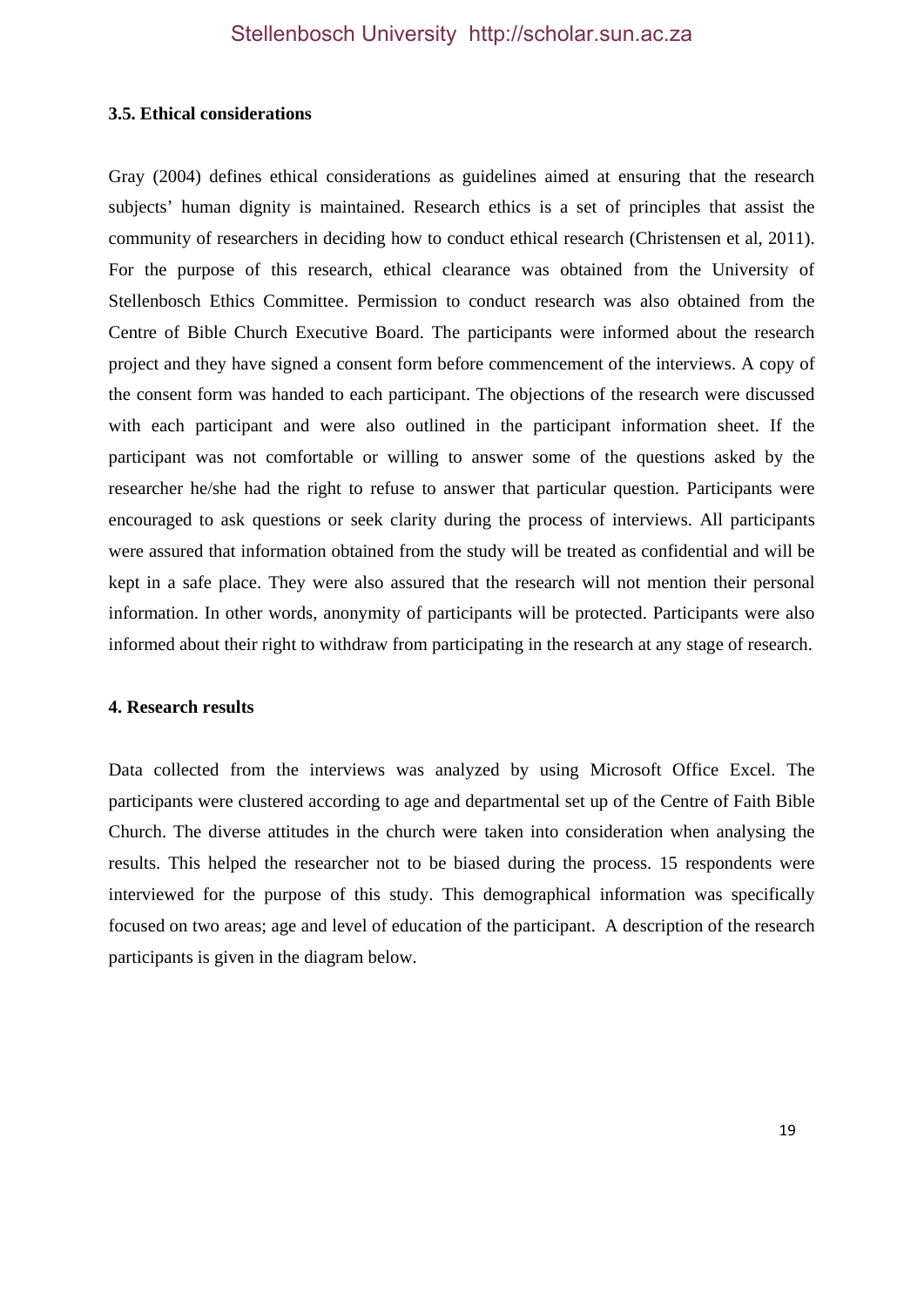### 3.5. Ethical considerations

Gray (2004) defines ethical considerations as guidelines aimed at ensuring that the research subjects' human dignity is maintained. Research ethics is a set of principles that assist the community of researchers in deciding how to conduct ethical research (Christensen et al, 2011). For the purpose of this research, ethical clearance was obtained from the University of Stellenbosch Ethics Committee. Permission to conduct research was also obtained from the Centre of Bible Church Executive Board. The participants were informed about the research project and they have signed a consent form before commencement of the interviews. A copy of the consent form was handed to each participant. The objections of the research were discussed with each participant and were also outlined in the participant information sheet. If the participant was not comfortable or willing to answer some of the questions asked by the researcher he/she had the right to refuse to answer that particular question. Participants were encouraged to ask questions or seek clarity during the process of interviews. All participants were assured that information obtained from the study will be treated as confidential and will be kept in a safe place. They were also assured that the research will not mention their personal information. In other words, anonymity of participants will be protected. Participants were also informed about their right to withdraw from participating in the research at any stage of research.

## 4. Research results

Data collected from the interviews was analyzed by using Microsoft Office Excel. The participants were clustered according to age and departmental set up of the Centre of Faith Bible Church. The diverse attitudes in the church were taken into consideration when analysing the results. This helped the researcher not to be biased during the process. 15 respondents were interviewed for the purpose of this study. This demographical information was specifically focused on two areas; age and level of education of the participant. A description of the research participants is given in the diagram below.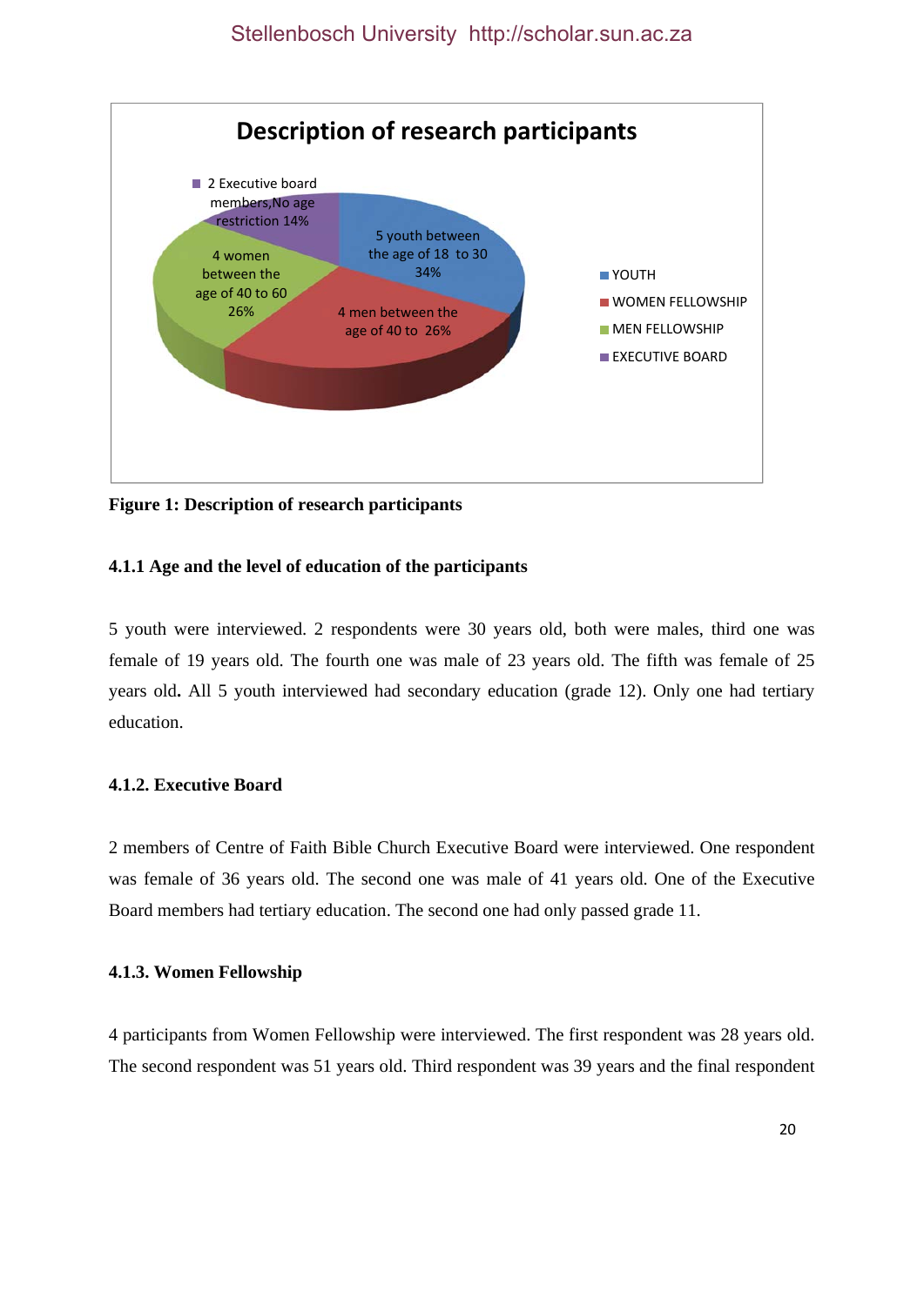**Description of research participants**

- 5 youth between the age of 18 to 30 34%
- 4 men between the age of 40 to 26%
- 4 women between the age of 40 to 60 26%
- 2 Executive board members,No age restriction 14%

Legend: YOUTH, WOMEN FELLOWSHIP, MEN FELLOWSHIP, EXECUTIVE BOARD

**Figure 1: Description of research participants**

#### 4.1.1 Age and the level of education of the participants

5 youth were interviewed. 2 respondents were 30 years old, both were males, third one was female of 19 years old. The fourth one was male of 23 years old. The fifth was female of 25 years old**.** All 5 youth interviewed had secondary education (grade 12). Only one had tertiary education.

#### 4.1.2. Executive Board

2 members of Centre of Faith Bible Church Executive Board were interviewed. One respondent was female of 36 years old. The second one was male of 41 years old. One of the Executive Board members had tertiary education. The second one had only passed grade 11.

#### 4.1.3. Women Fellowship

4 participants from Women Fellowship were interviewed. The first respondent was 28 years old. The second respondent was 51 years old. Third respondent was 39 years and the final respondent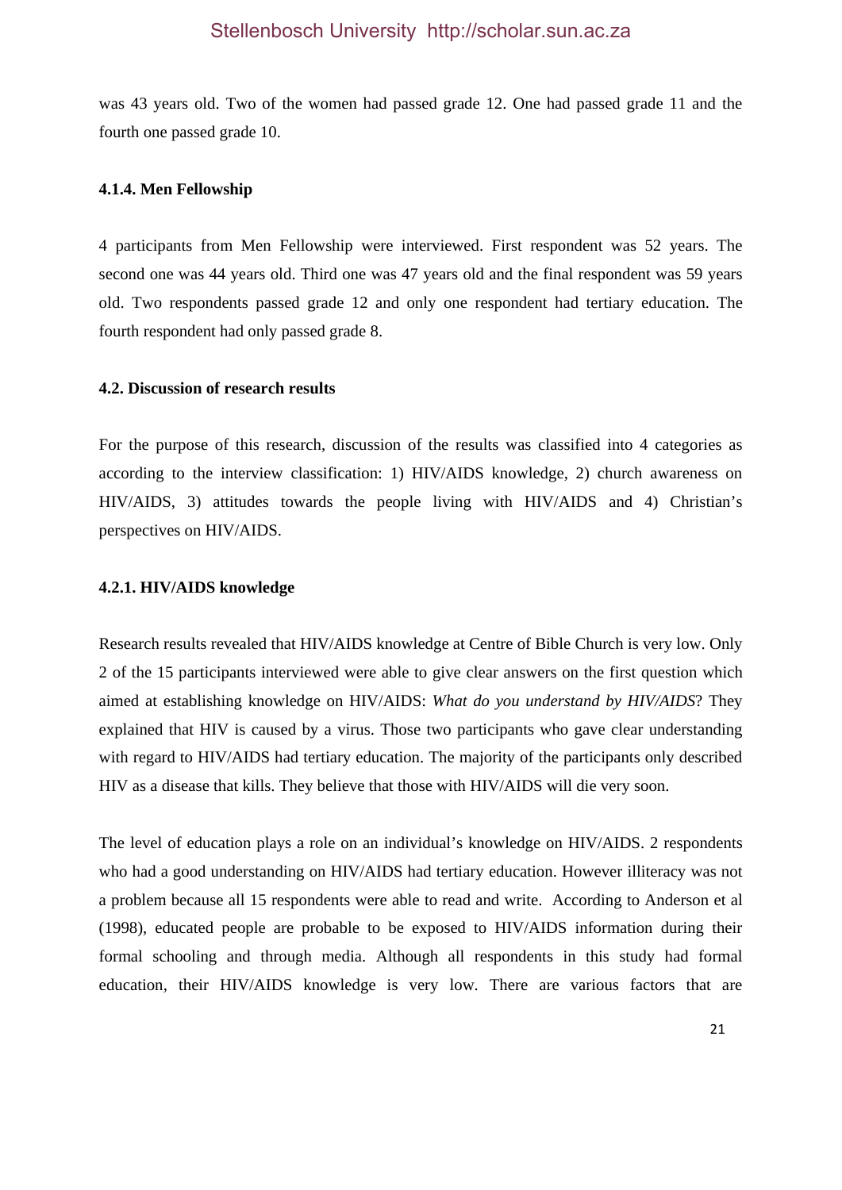was 43 years old. Two of the women had passed grade 12. One had passed grade 11 and the fourth one passed grade 10.

#### 4.1.4. Men Fellowship

4 participants from Men Fellowship were interviewed. First respondent was 52 years. The second one was 44 years old. Third one was 47 years old and the final respondent was 59 years old. Two respondents passed grade 12 and only one respondent had tertiary education. The fourth respondent had only passed grade 8.

### 4.2. Discussion of research results

For the purpose of this research, discussion of the results was classified into 4 categories as according to the interview classification: 1) HIV/AIDS knowledge, 2) church awareness on HIV/AIDS, 3) attitudes towards the people living with HIV/AIDS and 4) Christian's perspectives on HIV/AIDS.

#### 4.2.1. HIV/AIDS knowledge

Research results revealed that HIV/AIDS knowledge at Centre of Bible Church is very low. Only 2 of the 15 participants interviewed were able to give clear answers on the first question which aimed at establishing knowledge on HIV/AIDS: *What do you understand by HIV/AIDS*? They explained that HIV is caused by a virus. Those two participants who gave clear understanding with regard to HIV/AIDS had tertiary education. The majority of the participants only described HIV as a disease that kills. They believe that those with HIV/AIDS will die very soon.

The level of education plays a role on an individual's knowledge on HIV/AIDS. 2 respondents who had a good understanding on HIV/AIDS had tertiary education. However illiteracy was not a problem because all 15 respondents were able to read and write. According to Anderson et al (1998), educated people are probable to be exposed to HIV/AIDS information during their formal schooling and through media. Although all respondents in this study had formal education, their HIV/AIDS knowledge is very low. There are various factors that are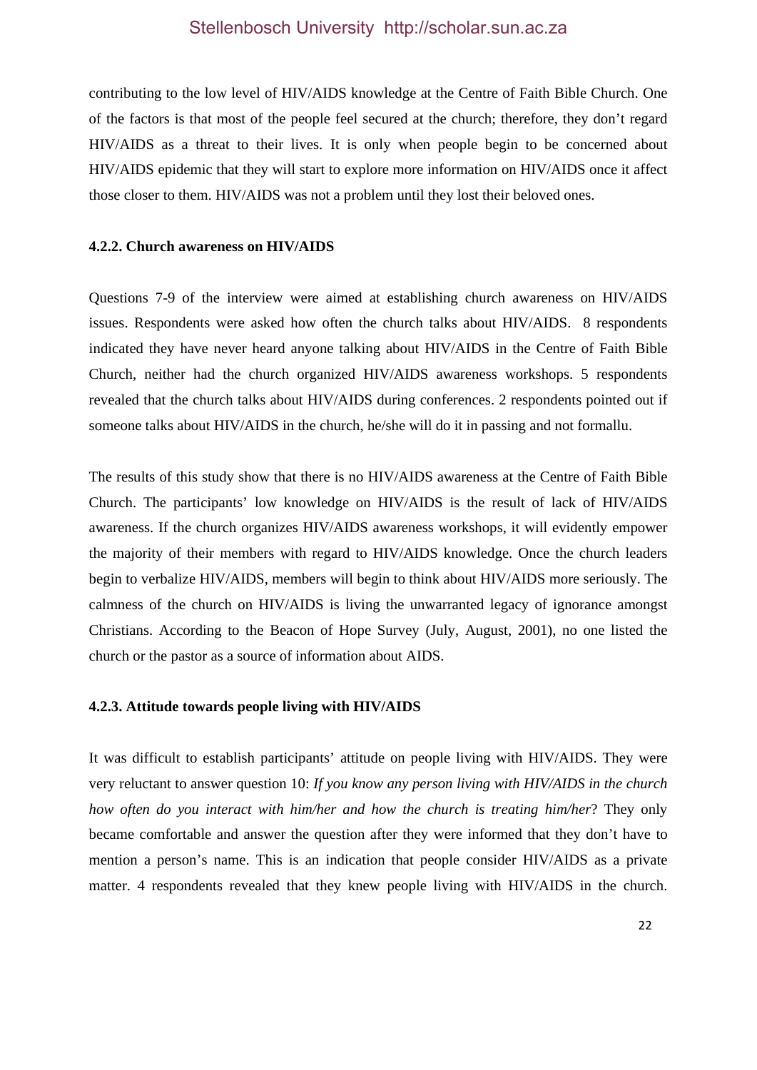contributing to the low level of HIV/AIDS knowledge at the Centre of Faith Bible Church. One of the factors is that most of the people feel secured at the church; therefore, they don't regard HIV/AIDS as a threat to their lives. It is only when people begin to be concerned about HIV/AIDS epidemic that they will start to explore more information on HIV/AIDS once it affect those closer to them. HIV/AIDS was not a problem until they lost their beloved ones.

### 4.2.2. Church awareness on HIV/AIDS

Questions 7-9 of the interview were aimed at establishing church awareness on HIV/AIDS issues. Respondents were asked how often the church talks about HIV/AIDS.  8 respondents indicated they have never heard anyone talking about HIV/AIDS in the Centre of Faith Bible Church, neither had the church organized HIV/AIDS awareness workshops. 5 respondents revealed that the church talks about HIV/AIDS during conferences. 2 respondents pointed out if someone talks about HIV/AIDS in the church, he/she will do it in passing and not formallu.

The results of this study show that there is no HIV/AIDS awareness at the Centre of Faith Bible Church. The participants' low knowledge on HIV/AIDS is the result of lack of HIV/AIDS awareness. If the church organizes HIV/AIDS awareness workshops, it will evidently empower the majority of their members with regard to HIV/AIDS knowledge. Once the church leaders begin to verbalize HIV/AIDS, members will begin to think about HIV/AIDS more seriously. The calmness of the church on HIV/AIDS is living the unwarranted legacy of ignorance amongst Christians. According to the Beacon of Hope Survey (July, August, 2001), no one listed the church or the pastor as a source of information about AIDS.

### 4.2.3. Attitude towards people living with HIV/AIDS

It was difficult to establish participants' attitude on people living with HIV/AIDS. They were very reluctant to answer question 10: *If you know any person living with HIV/AIDS in the church how often do you interact with him/her and how the church is treating him/her*? They only became comfortable and answer the question after they were informed that they don't have to mention a person's name. This is an indication that people consider HIV/AIDS as a private matter. 4 respondents revealed that they knew people living with HIV/AIDS in the church.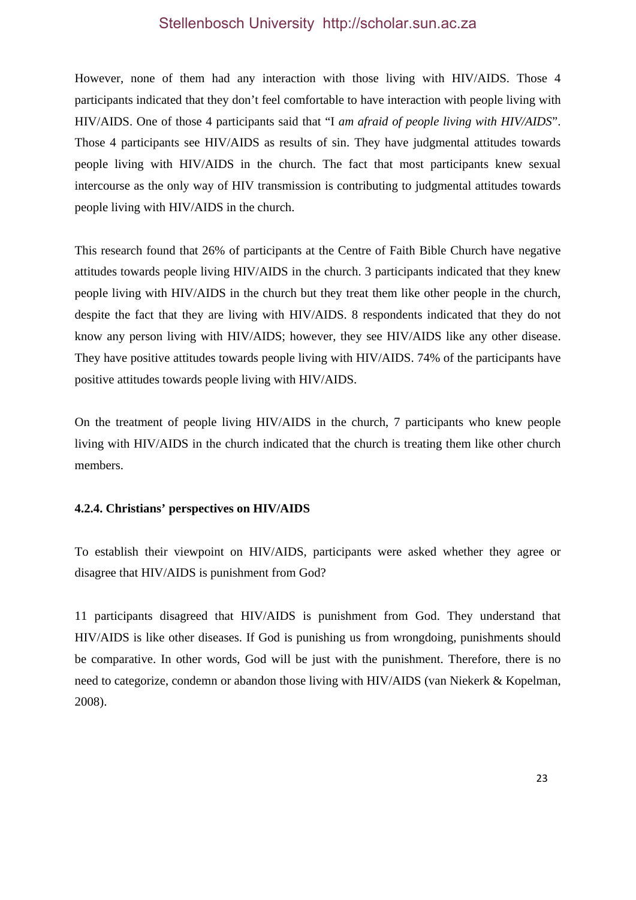However, none of them had any interaction with those living with HIV/AIDS. Those 4 participants indicated that they don't feel comfortable to have interaction with people living with HIV/AIDS. One of those 4 participants said that "I *am afraid of people living with HIV/AIDS*". Those 4 participants see HIV/AIDS as results of sin. They have judgmental attitudes towards people living with HIV/AIDS in the church. The fact that most participants knew sexual intercourse as the only way of HIV transmission is contributing to judgmental attitudes towards people living with HIV/AIDS in the church.

This research found that 26% of participants at the Centre of Faith Bible Church have negative attitudes towards people living HIV/AIDS in the church. 3 participants indicated that they knew people living with HIV/AIDS in the church but they treat them like other people in the church, despite the fact that they are living with HIV/AIDS. 8 respondents indicated that they do not know any person living with HIV/AIDS; however, they see HIV/AIDS like any other disease. They have positive attitudes towards people living with HIV/AIDS. 74% of the participants have positive attitudes towards people living with HIV/AIDS.

On the treatment of people living HIV/AIDS in the church, 7 participants who knew people living with HIV/AIDS in the church indicated that the church is treating them like other church members.

#### 4.2.4. Christians' perspectives on HIV/AIDS

To establish their viewpoint on HIV/AIDS, participants were asked whether they agree or disagree that HIV/AIDS is punishment from God?

11 participants disagreed that HIV/AIDS is punishment from God. They understand that HIV/AIDS is like other diseases. If God is punishing us from wrongdoing, punishments should be comparative. In other words, God will be just with the punishment. Therefore, there is no need to categorize, condemn or abandon those living with HIV/AIDS (van Niekerk & Kopelman, 2008).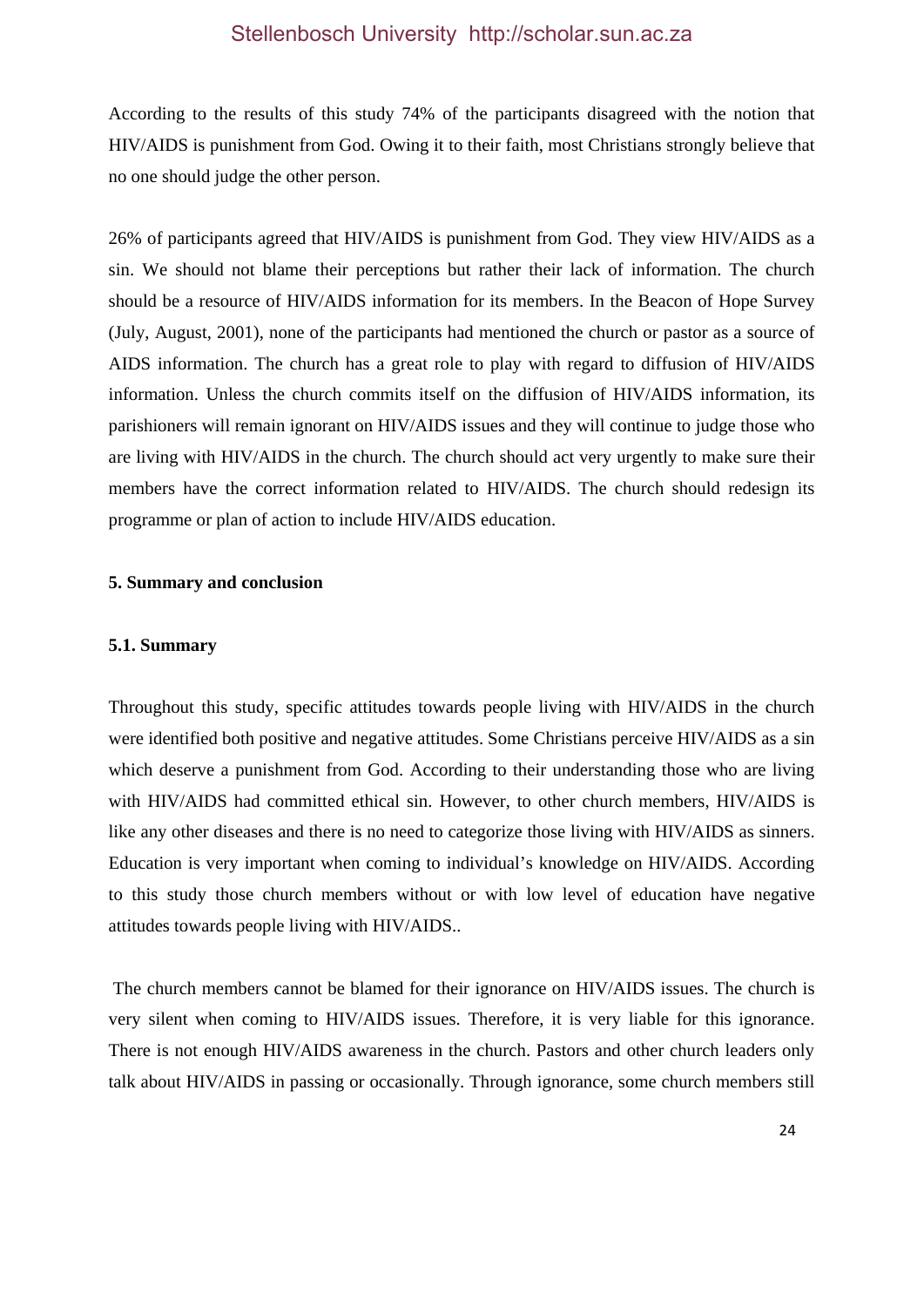According to the results of this study 74% of the participants disagreed with the notion that HIV/AIDS is punishment from God. Owing it to their faith, most Christians strongly believe that no one should judge the other person.

26% of participants agreed that HIV/AIDS is punishment from God. They view HIV/AIDS as a sin. We should not blame their perceptions but rather their lack of information. The church should be a resource of HIV/AIDS information for its members. In the Beacon of Hope Survey (July, August, 2001), none of the participants had mentioned the church or pastor as a source of AIDS information. The church has a great role to play with regard to diffusion of HIV/AIDS information. Unless the church commits itself on the diffusion of HIV/AIDS information, its parishioners will remain ignorant on HIV/AIDS issues and they will continue to judge those who are living with HIV/AIDS in the church. The church should act very urgently to make sure their members have the correct information related to HIV/AIDS. The church should redesign its programme or plan of action to include HIV/AIDS education.

## 5. Summary and conclusion

### 5.1. Summary

Throughout this study, specific attitudes towards people living with HIV/AIDS in the church were identified both positive and negative attitudes. Some Christians perceive HIV/AIDS as a sin which deserve a punishment from God. According to their understanding those who are living with HIV/AIDS had committed ethical sin. However, to other church members, HIV/AIDS is like any other diseases and there is no need to categorize those living with HIV/AIDS as sinners. Education is very important when coming to individual's knowledge on HIV/AIDS. According to this study those church members without or with low level of education have negative attitudes towards people living with HIV/AIDS..

The church members cannot be blamed for their ignorance on HIV/AIDS issues. The church is very silent when coming to HIV/AIDS issues. Therefore, it is very liable for this ignorance. There is not enough HIV/AIDS awareness in the church. Pastors and other church leaders only talk about HIV/AIDS in passing or occasionally. Through ignorance, some church members still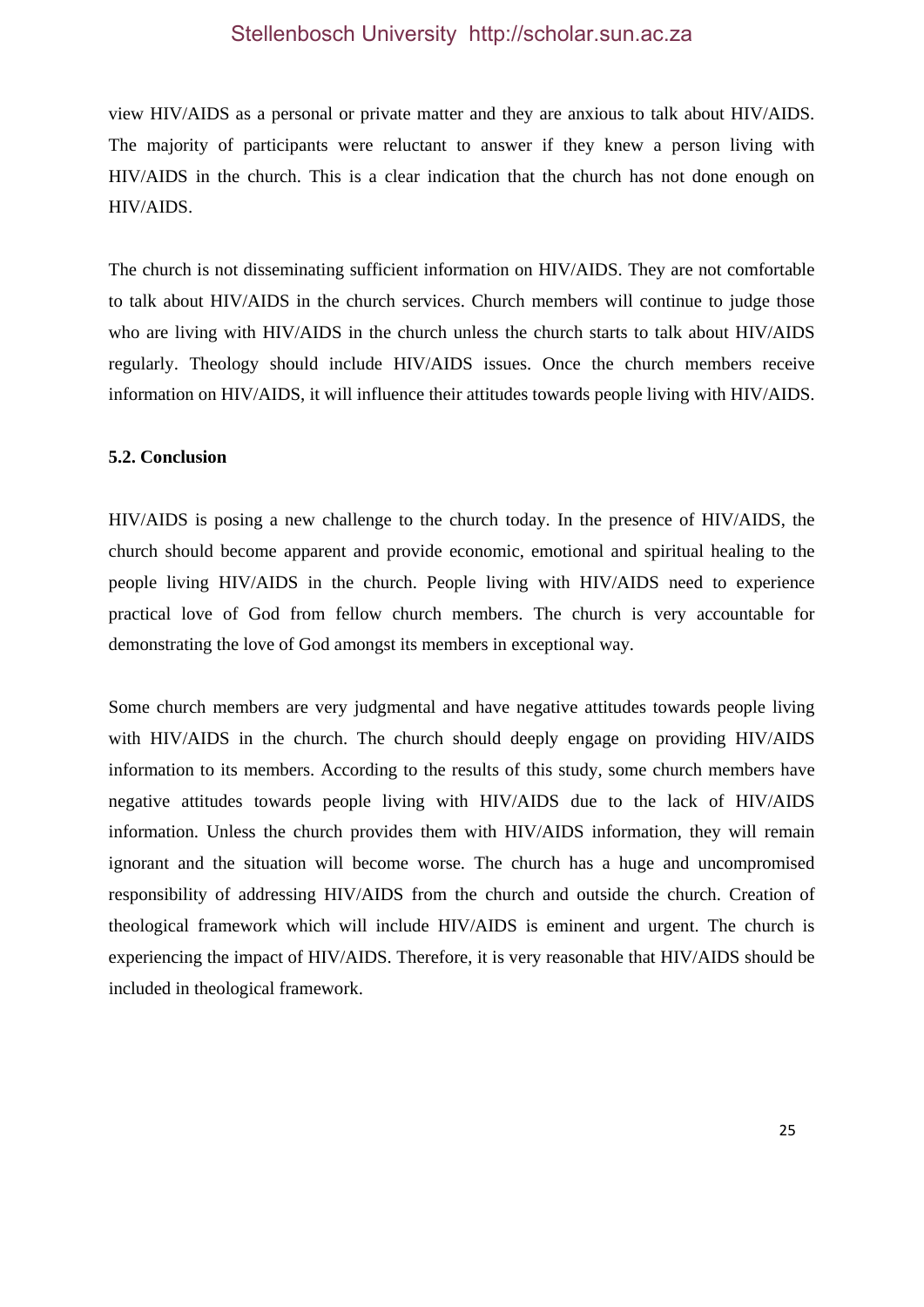view HIV/AIDS as a personal or private matter and they are anxious to talk about HIV/AIDS. The majority of participants were reluctant to answer if they knew a person living with HIV/AIDS in the church. This is a clear indication that the church has not done enough on HIV/AIDS.

The church is not disseminating sufficient information on HIV/AIDS. They are not comfortable to talk about HIV/AIDS in the church services. Church members will continue to judge those who are living with HIV/AIDS in the church unless the church starts to talk about HIV/AIDS regularly. Theology should include HIV/AIDS issues. Once the church members receive information on HIV/AIDS, it will influence their attitudes towards people living with HIV/AIDS.

### 5.2. Conclusion

HIV/AIDS is posing a new challenge to the church today. In the presence of HIV/AIDS, the church should become apparent and provide economic, emotional and spiritual healing to the people living HIV/AIDS in the church. People living with HIV/AIDS need to experience practical love of God from fellow church members. The church is very accountable for demonstrating the love of God amongst its members in exceptional way.

Some church members are very judgmental and have negative attitudes towards people living with HIV/AIDS in the church. The church should deeply engage on providing HIV/AIDS information to its members. According to the results of this study, some church members have negative attitudes towards people living with HIV/AIDS due to the lack of HIV/AIDS information. Unless the church provides them with HIV/AIDS information, they will remain ignorant and the situation will become worse. The church has a huge and uncompromised responsibility of addressing HIV/AIDS from the church and outside the church. Creation of theological framework which will include HIV/AIDS is eminent and urgent. The church is experiencing the impact of HIV/AIDS. Therefore, it is very reasonable that HIV/AIDS should be included in theological framework.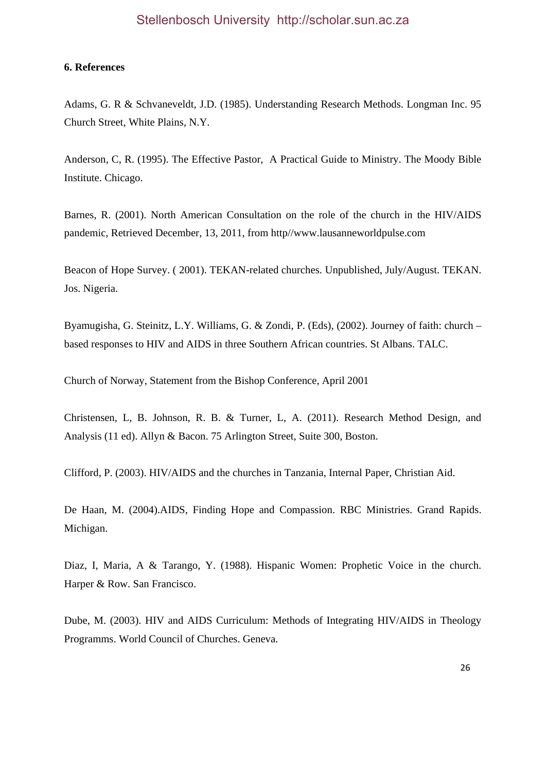**6. References**

Adams, G. R & Schvaneveldt, J.D. (1985). Understanding Research Methods. Longman Inc. 95 Church Street, White Plains, N.Y.

Anderson, C, R. (1995). The Effective Pastor, A Practical Guide to Ministry. The Moody Bible Institute. Chicago.

Barnes, R. (2001). North American Consultation on the role of the church in the HIV/AIDS pandemic, Retrieved December, 13, 2011, from http//www.lausanneworldpulse.com

Beacon of Hope Survey. ( 2001). TEKAN-related churches. Unpublished, July/August. TEKAN. Jos. Nigeria.

Byamugisha, G. Steinitz, L.Y. Williams, G. & Zondi, P. (Eds), (2002). Journey of faith: church – based responses to HIV and AIDS in three Southern African countries. St Albans. TALC.

Church of Norway, Statement from the Bishop Conference, April 2001

Christensen, L, B. Johnson, R. B. & Turner, L, A. (2011). Research Method Design, and Analysis (11 ed). Allyn & Bacon. 75 Arlington Street, Suite 300, Boston.

Clifford, P. (2003). HIV/AIDS and the churches in Tanzania, Internal Paper, Christian Aid.

De Haan, M. (2004).AIDS, Finding Hope and Compassion. RBC Ministries. Grand Rapids. Michigan.

Diaz, I, Maria, A & Tarango, Y. (1988). Hispanic Women: Prophetic Voice in the church. Harper & Row. San Francisco.

Dube, M. (2003). HIV and AIDS Curriculum: Methods of Integrating HIV/AIDS in Theology Programms. World Council of Churches. Geneva.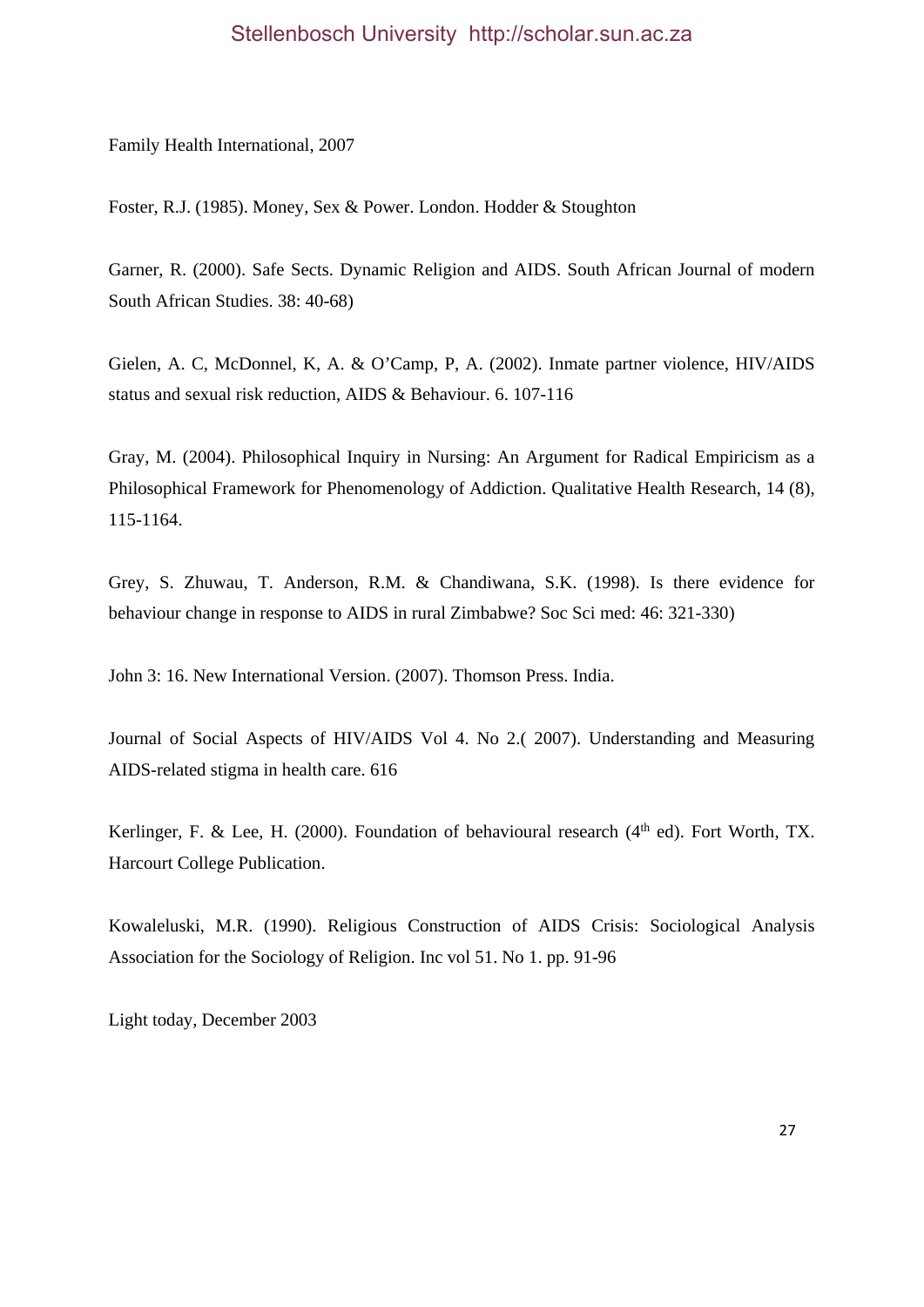Family Health International, 2007

Foster, R.J. (1985). Money, Sex & Power. London. Hodder & Stoughton

Garner, R. (2000). Safe Sects. Dynamic Religion and AIDS. South African Journal of modern South African Studies. 38: 40-68)

Gielen, A. C, McDonnel, K, A. & O'Camp, P, A. (2002). Inmate partner violence, HIV/AIDS status and sexual risk reduction, AIDS & Behaviour. 6. 107-116

Gray, M. (2004). Philosophical Inquiry in Nursing: An Argument for Radical Empiricism as a Philosophical Framework for Phenomenology of Addiction. Qualitative Health Research, 14 (8), 115-1164.

Grey, S. Zhuwau, T. Anderson, R.M. & Chandiwana, S.K. (1998). Is there evidence for behaviour change in response to AIDS in rural Zimbabwe? Soc Sci med: 46: 321-330)

John 3: 16. New International Version. (2007). Thomson Press. India.

Journal of Social Aspects of HIV/AIDS Vol 4. No 2.( 2007). Understanding and Measuring AIDS-related stigma in health care. 616

Kerlinger, F. & Lee, H. (2000). Foundation of behavioural research (4th ed). Fort Worth, TX. Harcourt College Publication.

Kowaleluski, M.R. (1990). Religious Construction of AIDS Crisis: Sociological Analysis Association for the Sociology of Religion. Inc vol 51. No 1. pp. 91-96

Light today, December 2003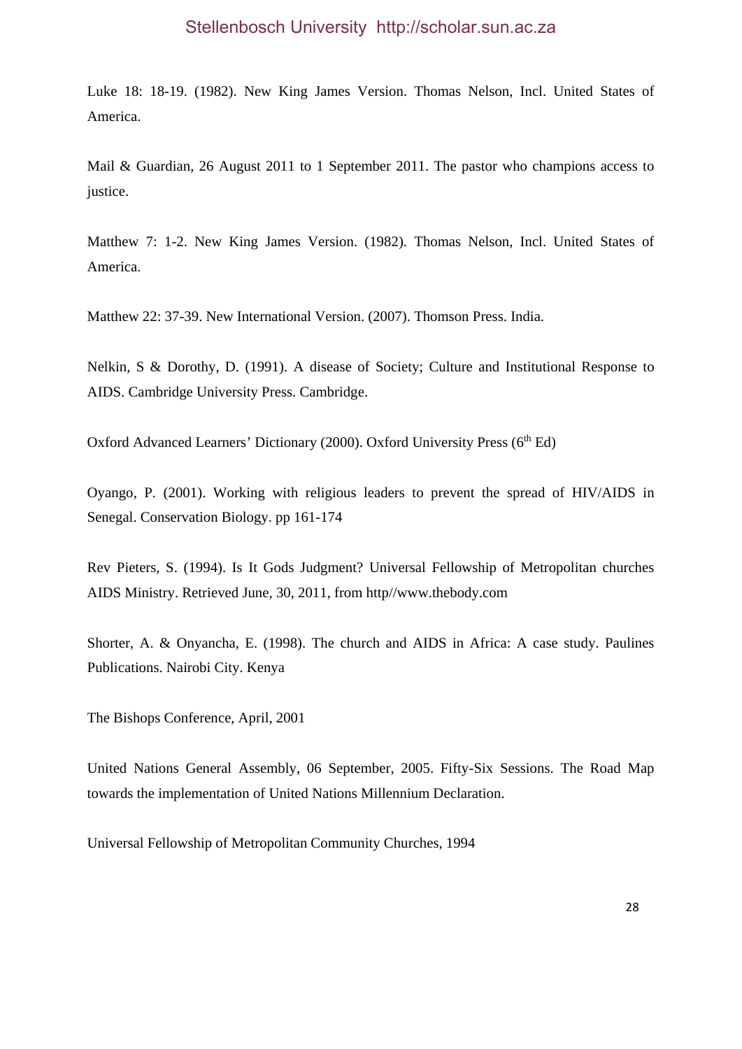Luke 18: 18-19. (1982). New King James Version. Thomas Nelson, Incl. United States of America.

Mail & Guardian, 26 August 2011 to 1 September 2011. The pastor who champions access to justice.

Matthew 7: 1-2. New King James Version. (1982). Thomas Nelson, Incl. United States of America.

Matthew 22: 37-39. New International Version. (2007). Thomson Press. India.

Nelkin, S & Dorothy, D. (1991). A disease of Society; Culture and Institutional Response to AIDS. Cambridge University Press. Cambridge.

Oxford Advanced Learners' Dictionary (2000). Oxford University Press (6th Ed)

Oyango, P. (2001). Working with religious leaders to prevent the spread of HIV/AIDS in Senegal. Conservation Biology. pp 161-174

Rev Pieters, S. (1994). Is It Gods Judgment? Universal Fellowship of Metropolitan churches AIDS Ministry. Retrieved June, 30, 2011, from http//www.thebody.com

Shorter, A. & Onyancha, E. (1998). The church and AIDS in Africa: A case study. Paulines Publications. Nairobi City. Kenya

The Bishops Conference, April, 2001

United Nations General Assembly, 06 September, 2005. Fifty-Six Sessions. The Road Map towards the implementation of United Nations Millennium Declaration.

Universal Fellowship of Metropolitan Community Churches, 1994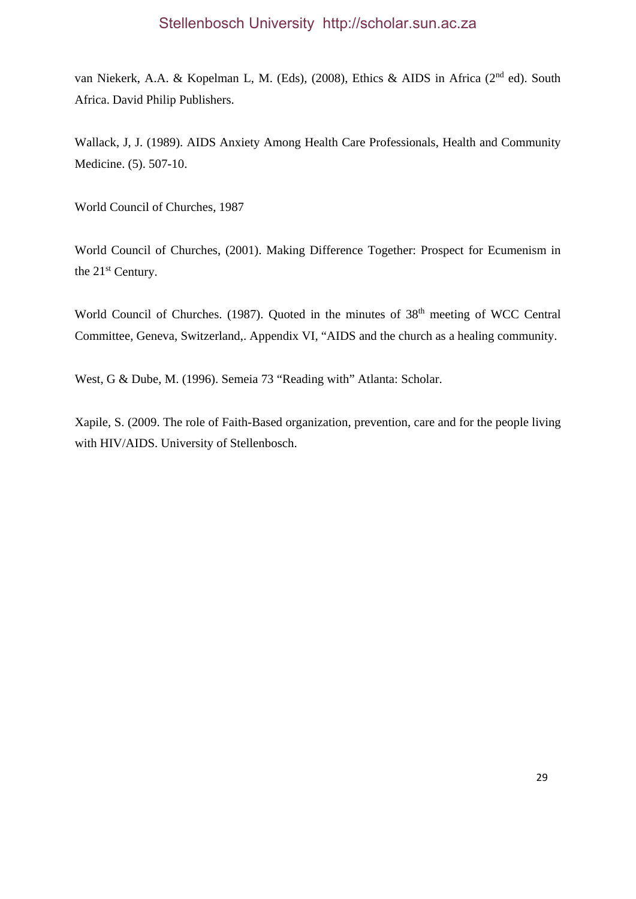van Niekerk, A.A. & Kopelman L, M. (Eds), (2008), Ethics & AIDS in Africa (2nd ed). South Africa. David Philip Publishers.

Wallack, J, J. (1989). AIDS Anxiety Among Health Care Professionals, Health and Community Medicine. (5). 507-10.

World Council of Churches, 1987

World Council of Churches, (2001). Making Difference Together: Prospect for Ecumenism in the 21st Century.

World Council of Churches. (1987). Quoted in the minutes of 38th meeting of WCC Central Committee, Geneva, Switzerland,. Appendix VI, "AIDS and the church as a healing community.

West, G & Dube, M. (1996). Semeia 73 "Reading with" Atlanta: Scholar.

Xapile, S. (2009. The role of Faith-Based organization, prevention, care and for the people living with HIV/AIDS. University of Stellenbosch.